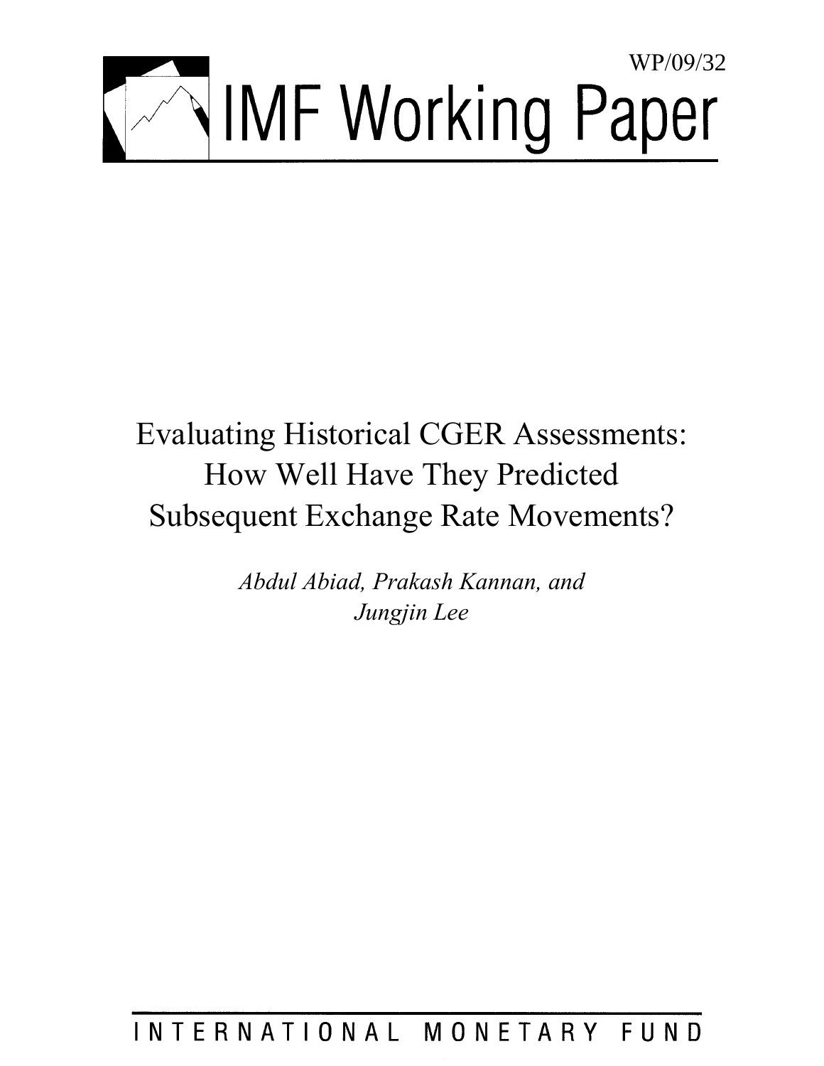WP/09/32

# IMF Working Paper

# Evaluating Historical CGER Assessments: How Well Have They Predicted Subsequent Exchange Rate Movements?

*Abdul Abiad, Prakash Kannan, and Jungjin Lee*

INTERNATIONAL MONETARY FUND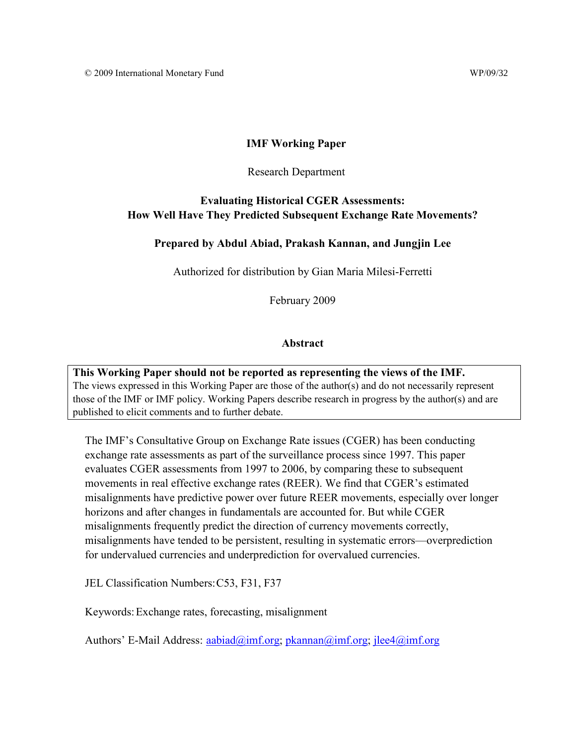© 2009 International Monetary Fund WP/09/32

**IMF Working Paper**

Research Department

**Evaluating Historical CGER Assessments: How Well Have They Predicted Subsequent Exchange Rate Movements?**

**Prepared by Abdul Abiad, Prakash Kannan, and Jungjin Lee**

Authorized for distribution by Gian Maria Milesi-Ferretti

February 2009

**Abstract**

**This Working Paper should not be reported as representing the views of the IMF.**
The views expressed in this Working Paper are those of the author(s) and do not necessarily represent those of the IMF or IMF policy. Working Papers describe research in progress by the author(s) and are published to elicit comments and to further debate.

The IMF's Consultative Group on Exchange Rate issues (CGER) has been conducting exchange rate assessments as part of the surveillance process since 1997. This paper evaluates CGER assessments from 1997 to 2006, by comparing these to subsequent movements in real effective exchange rates (REER). We find that CGER's estimated misalignments have predictive power over future REER movements, especially over longer horizons and after changes in fundamentals are accounted for. But while CGER misalignments frequently predict the direction of currency movements correctly, misalignments have tended to be persistent, resulting in systematic errors—overprediction for undervalued currencies and underprediction for overvalued currencies.

JEL Classification Numbers: C53, F31, F37

Keywords: Exchange rates, forecasting, misalignment

Authors' E-Mail Address: aabiad@imf.org; pkannan@imf.org; jlee4@imf.org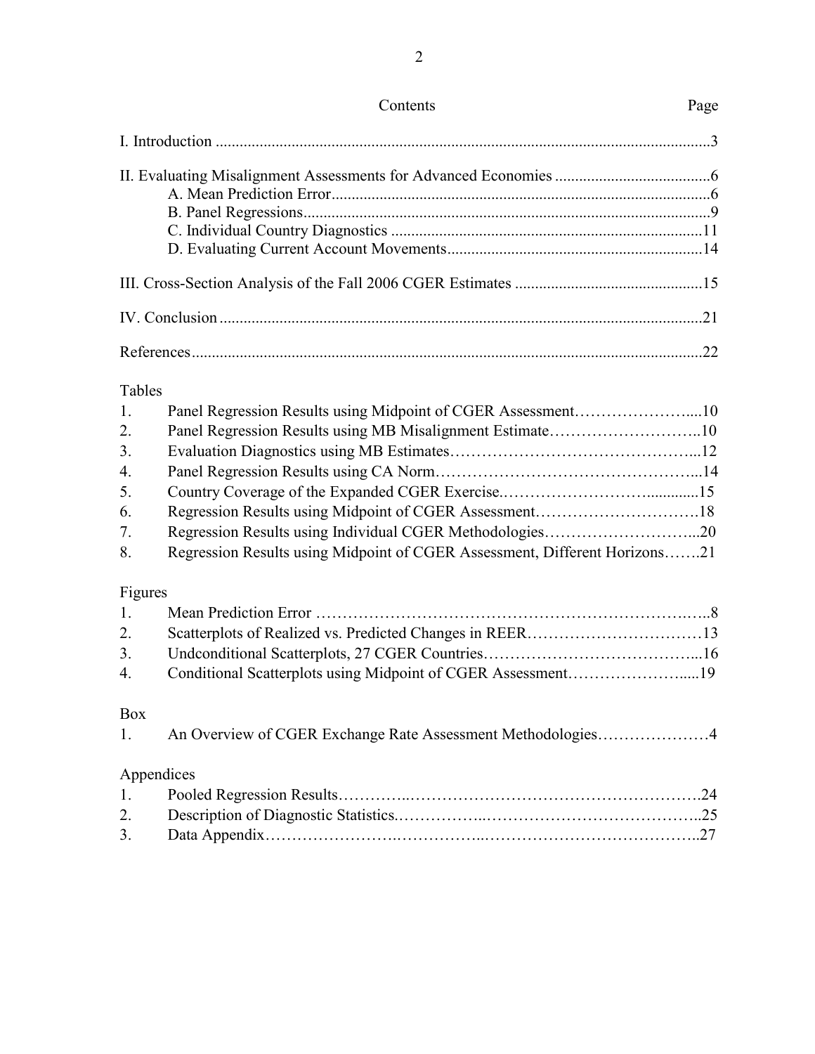# Contents

| Contents | Page |
|---|---|
| I. Introduction | 3 |
| II. Evaluating Misalignment Assessments for Advanced Economies | 6 |
| A. Mean Prediction Error | 6 |
| B. Panel Regressions | 9 |
| C. Individual Country Diagnostics | 11 |
| D. Evaluating Current Account Movements | 14 |
| III. Cross-Section Analysis of the Fall 2006 CGER Estimates | 15 |
| IV. Conclusion | 21 |
| References | 22 |

Tables

| | | |
|---|---|---|
| 1. | Panel Regression Results using Midpoint of CGER Assessment | 10 |
| 2. | Panel Regression Results using MB Misalignment Estimate | 10 |
| 3. | Evaluation Diagnostics using MB Estimates | 12 |
| 4. | Panel Regression Results using CA Norm | 14 |
| 5. | Country Coverage of the Expanded CGER Exercise | 15 |
| 6. | Regression Results using Midpoint of CGER Assessment | 18 |
| 7. | Regression Results using Individual CGER Methodologies | 20 |
| 8. | Regression Results using Midpoint of CGER Assessment, Different Horizons | 21 |

Figures

| | | |
|---|---|---|
| 1. | Mean Prediction Error | 8 |
| 2. | Scatterplots of Realized vs. Predicted Changes in REER | 13 |
| 3. | Undconditional Scatterplots, 27 CGER Countries | 16 |
| 4. | Conditional Scatterplots using Midpoint of CGER Assessment | 19 |

Box

| | | |
|---|---|---|
| 1. | An Overview of CGER Exchange Rate Assessment Methodologies | 4 |

Appendices

| | | |
|---|---|---|
| 1. | Pooled Regression Results | 24 |
| 2. | Description of Diagnostic Statistics | 25 |
| 3. | Data Appendix | 27 |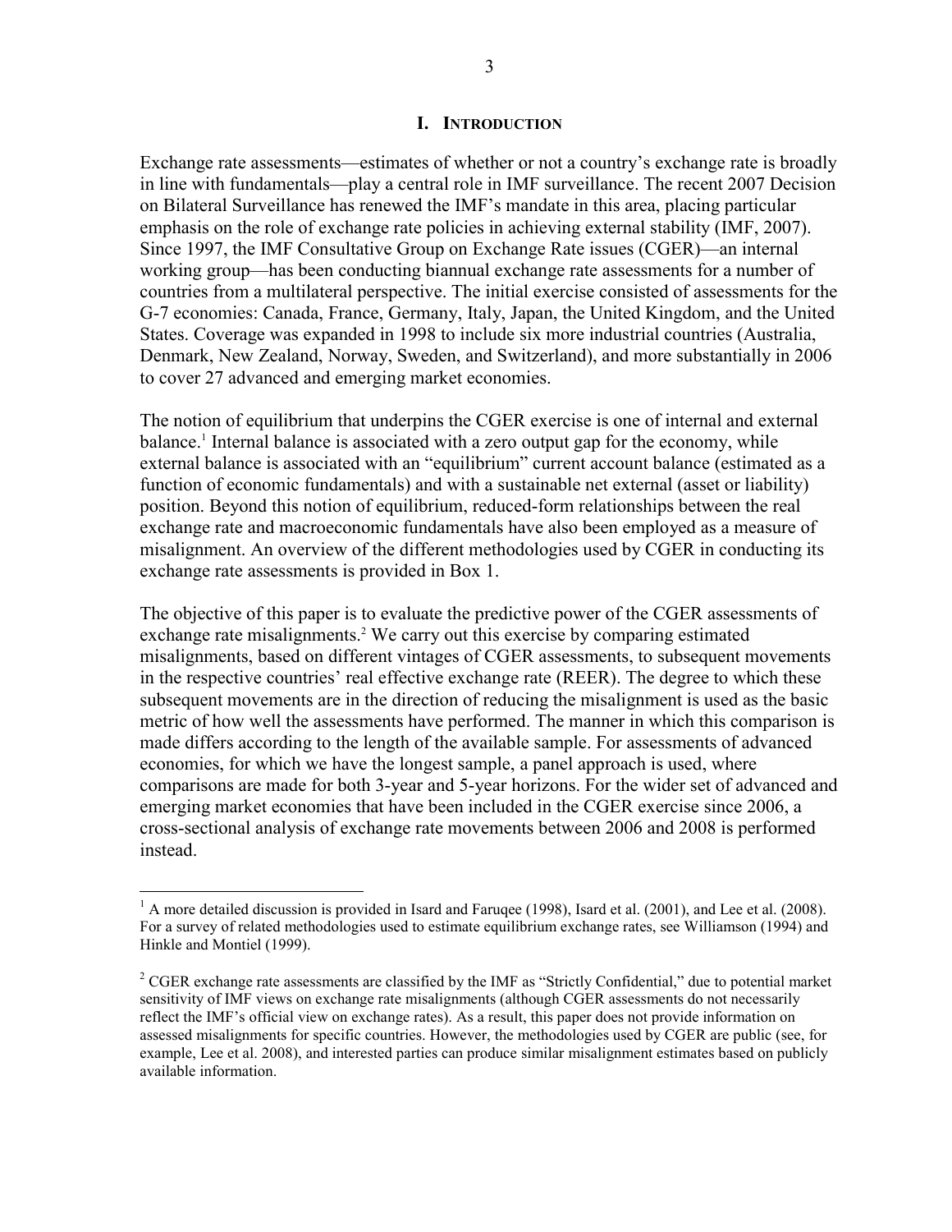# I. INTRODUCTION

Exchange rate assessments—estimates of whether or not a country's exchange rate is broadly in line with fundamentals—play a central role in IMF surveillance. The recent 2007 Decision on Bilateral Surveillance has renewed the IMF's mandate in this area, placing particular emphasis on the role of exchange rate policies in achieving external stability (IMF, 2007). Since 1997, the IMF Consultative Group on Exchange Rate issues (CGER)—an internal working group—has been conducting biannual exchange rate assessments for a number of countries from a multilateral perspective. The initial exercise consisted of assessments for the G-7 economies: Canada, France, Germany, Italy, Japan, the United Kingdom, and the United States. Coverage was expanded in 1998 to include six more industrial countries (Australia, Denmark, New Zealand, Norway, Sweden, and Switzerland), and more substantially in 2006 to cover 27 advanced and emerging market economies.

The notion of equilibrium that underpins the CGER exercise is one of internal and external balance.[1] Internal balance is associated with a zero output gap for the economy, while external balance is associated with an "equilibrium" current account balance (estimated as a function of economic fundamentals) and with a sustainable net external (asset or liability) position. Beyond this notion of equilibrium, reduced-form relationships between the real exchange rate and macroeconomic fundamentals have also been employed as a measure of misalignment. An overview of the different methodologies used by CGER in conducting its exchange rate assessments is provided in Box 1.

The objective of this paper is to evaluate the predictive power of the CGER assessments of exchange rate misalignments.[2] We carry out this exercise by comparing estimated misalignments, based on different vintages of CGER assessments, to subsequent movements in the respective countries' real effective exchange rate (REER). The degree to which these subsequent movements are in the direction of reducing the misalignment is used as the basic metric of how well the assessments have performed. The manner in which this comparison is made differs according to the length of the available sample. For assessments of advanced economies, for which we have the longest sample, a panel approach is used, where comparisons are made for both 3-year and 5-year horizons. For the wider set of advanced and emerging market economies that have been included in the CGER exercise since 2006, a cross-sectional analysis of exchange rate movements between 2006 and 2008 is performed instead.

---

[1] A more detailed discussion is provided in Isard and Faruqee (1998), Isard et al. (2001), and Lee et al. (2008). For a survey of related methodologies used to estimate equilibrium exchange rates, see Williamson (1994) and Hinkle and Montiel (1999).

[2] CGER exchange rate assessments are classified by the IMF as "Strictly Confidential," due to potential market sensitivity of IMF views on exchange rate misalignments (although CGER assessments do not necessarily reflect the IMF's official view on exchange rates). As a result, this paper does not provide information on assessed misalignments for specific countries. However, the methodologies used by CGER are public (see, for example, Lee et al. 2008), and interested parties can produce similar misalignment estimates based on publicly available information.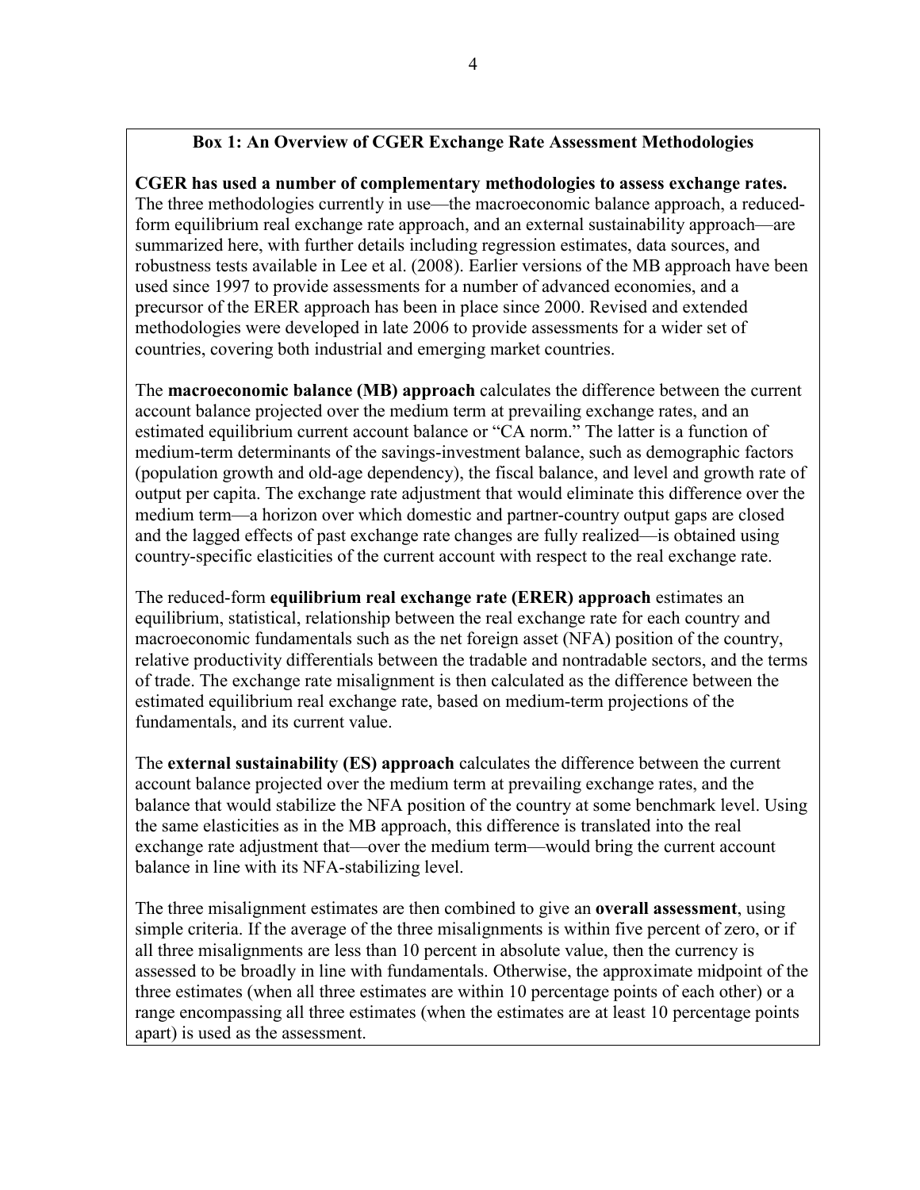### Box 1: An Overview of CGER Exchange Rate Assessment Methodologies

**CGER has used a number of complementary methodologies to assess exchange rates.** The three methodologies currently in use—the macroeconomic balance approach, a reduced-form equilibrium real exchange rate approach, and an external sustainability approach—are summarized here, with further details including regression estimates, data sources, and robustness tests available in Lee et al. (2008). Earlier versions of the MB approach have been used since 1997 to provide assessments for a number of advanced economies, and a precursor of the ERER approach has been in place since 2000. Revised and extended methodologies were developed in late 2006 to provide assessments for a wider set of countries, covering both industrial and emerging market countries.

The **macroeconomic balance (MB) approach** calculates the difference between the current account balance projected over the medium term at prevailing exchange rates, and an estimated equilibrium current account balance or "CA norm." The latter is a function of medium-term determinants of the savings-investment balance, such as demographic factors (population growth and old-age dependency), the fiscal balance, and level and growth rate of output per capita. The exchange rate adjustment that would eliminate this difference over the medium term—a horizon over which domestic and partner-country output gaps are closed and the lagged effects of past exchange rate changes are fully realized—is obtained using country-specific elasticities of the current account with respect to the real exchange rate.

The reduced-form **equilibrium real exchange rate (ERER) approach** estimates an equilibrium, statistical, relationship between the real exchange rate for each country and macroeconomic fundamentals such as the net foreign asset (NFA) position of the country, relative productivity differentials between the tradable and nontradable sectors, and the terms of trade. The exchange rate misalignment is then calculated as the difference between the estimated equilibrium real exchange rate, based on medium-term projections of the fundamentals, and its current value.

The **external sustainability (ES) approach** calculates the difference between the current account balance projected over the medium term at prevailing exchange rates, and the balance that would stabilize the NFA position of the country at some benchmark level. Using the same elasticities as in the MB approach, this difference is translated into the real exchange rate adjustment that—over the medium term—would bring the current account balance in line with its NFA-stabilizing level.

The three misalignment estimates are then combined to give an **overall assessment**, using simple criteria. If the average of the three misalignments is within five percent of zero, or if all three misalignments are less than 10 percent in absolute value, then the currency is assessed to be broadly in line with fundamentals. Otherwise, the approximate midpoint of the three estimates (when all three estimates are within 10 percentage points of each other) or a range encompassing all three estimates (when the estimates are at least 10 percentage points apart) is used as the assessment.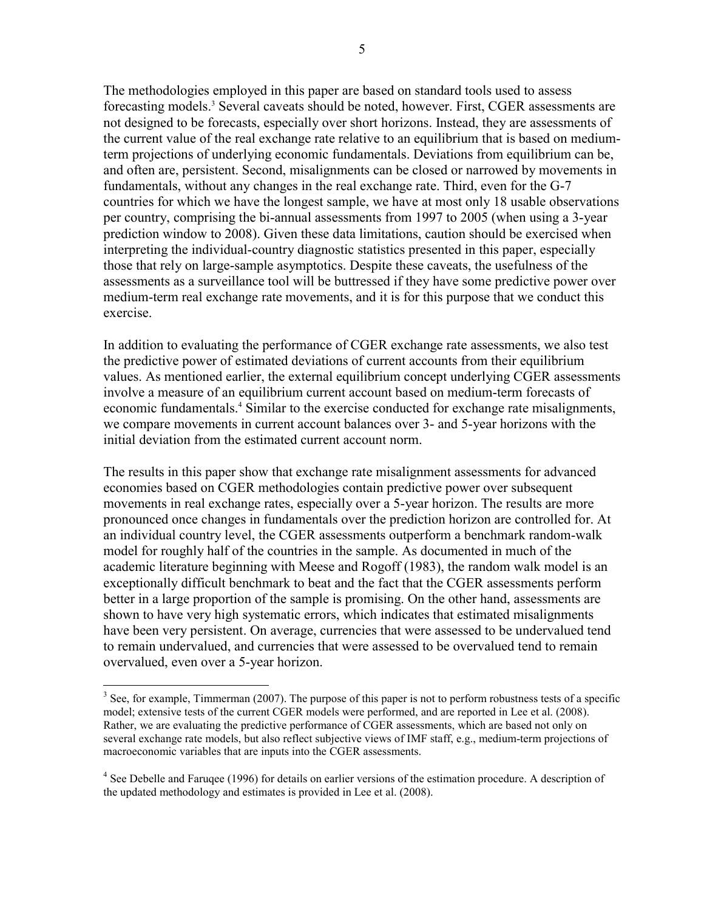The methodologies employed in this paper are based on standard tools used to assess forecasting models.[3] Several caveats should be noted, however. First, CGER assessments are not designed to be forecasts, especially over short horizons. Instead, they are assessments of the current value of the real exchange rate relative to an equilibrium that is based on medium-term projections of underlying economic fundamentals. Deviations from equilibrium can be, and often are, persistent. Second, misalignments can be closed or narrowed by movements in fundamentals, without any changes in the real exchange rate. Third, even for the G-7 countries for which we have the longest sample, we have at most only 18 usable observations per country, comprising the bi-annual assessments from 1997 to 2005 (when using a 3-year prediction window to 2008). Given these data limitations, caution should be exercised when interpreting the individual-country diagnostic statistics presented in this paper, especially those that rely on large-sample asymptotics. Despite these caveats, the usefulness of the assessments as a surveillance tool will be buttressed if they have some predictive power over medium-term real exchange rate movements, and it is for this purpose that we conduct this exercise.

In addition to evaluating the performance of CGER exchange rate assessments, we also test the predictive power of estimated deviations of current accounts from their equilibrium values. As mentioned earlier, the external equilibrium concept underlying CGER assessments involve a measure of an equilibrium current account based on medium-term forecasts of economic fundamentals.[4] Similar to the exercise conducted for exchange rate misalignments, we compare movements in current account balances over 3- and 5-year horizons with the initial deviation from the estimated current account norm.

The results in this paper show that exchange rate misalignment assessments for advanced economies based on CGER methodologies contain predictive power over subsequent movements in real exchange rates, especially over a 5-year horizon. The results are more pronounced once changes in fundamentals over the prediction horizon are controlled for. At an individual country level, the CGER assessments outperform a benchmark random-walk model for roughly half of the countries in the sample. As documented in much of the academic literature beginning with Meese and Rogoff (1983), the random walk model is an exceptionally difficult benchmark to beat and the fact that the CGER assessments perform better in a large proportion of the sample is promising. On the other hand, assessments are shown to have very high systematic errors, which indicates that estimated misalignments have been very persistent. On average, currencies that were assessed to be undervalued tend to remain undervalued, and currencies that were assessed to be overvalued tend to remain overvalued, even over a 5-year horizon.

---

[3] See, for example, Timmerman (2007). The purpose of this paper is not to perform robustness tests of a specific model; extensive tests of the current CGER models were performed, and are reported in Lee et al. (2008). Rather, we are evaluating the predictive performance of CGER assessments, which are based not only on several exchange rate models, but also reflect subjective views of IMF staff, e.g., medium-term projections of macroeconomic variables that are inputs into the CGER assessments.

[4] See Debelle and Faruqee (1996) for details on earlier versions of the estimation procedure. A description of the updated methodology and estimates is provided in Lee et al. (2008).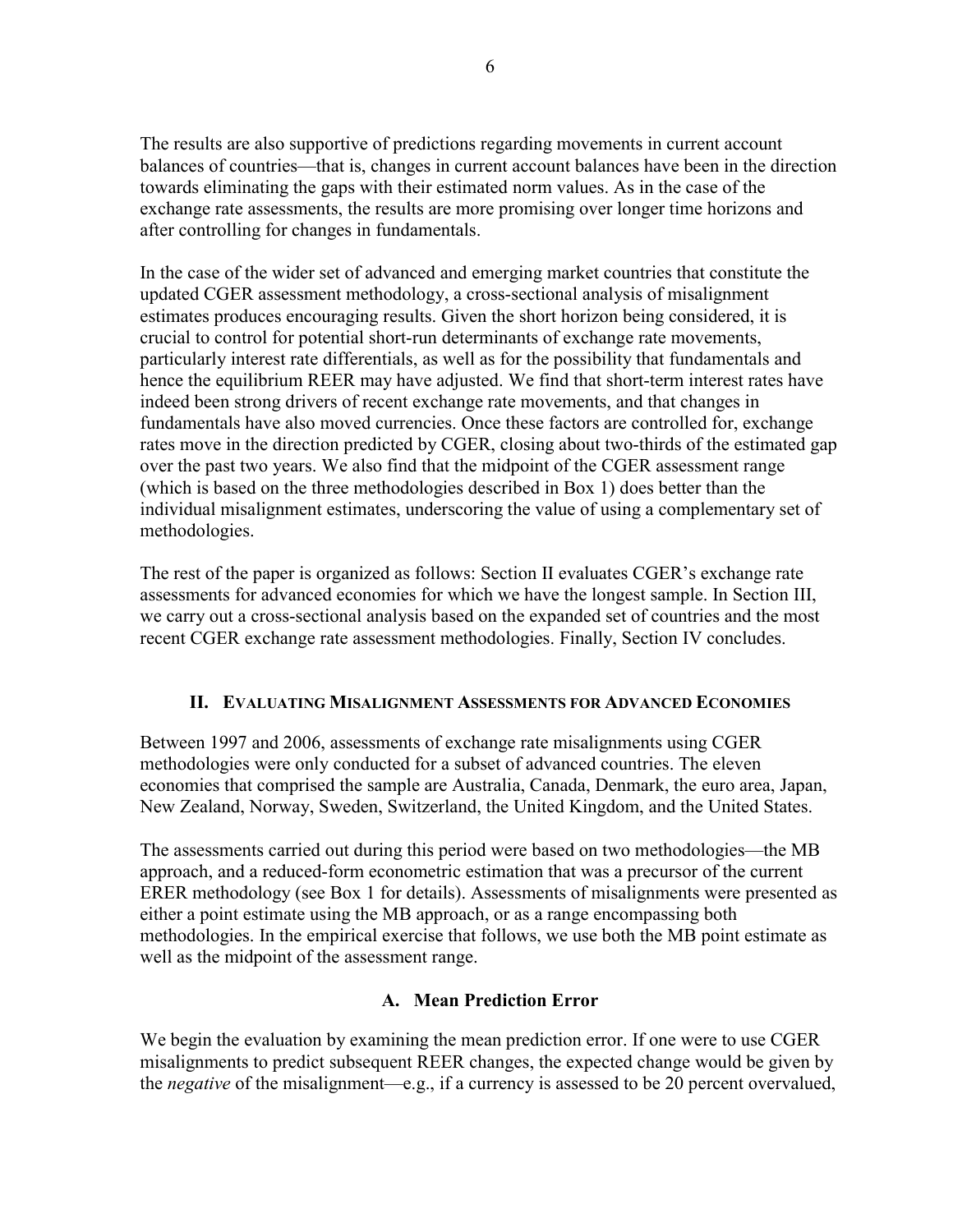The results are also supportive of predictions regarding movements in current account balances of countries—that is, changes in current account balances have been in the direction towards eliminating the gaps with their estimated norm values. As in the case of the exchange rate assessments, the results are more promising over longer time horizons and after controlling for changes in fundamentals.

In the case of the wider set of advanced and emerging market countries that constitute the updated CGER assessment methodology, a cross-sectional analysis of misalignment estimates produces encouraging results. Given the short horizon being considered, it is crucial to control for potential short-run determinants of exchange rate movements, particularly interest rate differentials, as well as for the possibility that fundamentals and hence the equilibrium REER may have adjusted. We find that short-term interest rates have indeed been strong drivers of recent exchange rate movements, and that changes in fundamentals have also moved currencies. Once these factors are controlled for, exchange rates move in the direction predicted by CGER, closing about two-thirds of the estimated gap over the past two years. We also find that the midpoint of the CGER assessment range (which is based on the three methodologies described in Box 1) does better than the individual misalignment estimates, underscoring the value of using a complementary set of methodologies.

The rest of the paper is organized as follows: Section II evaluates CGER's exchange rate assessments for advanced economies for which we have the longest sample. In Section III, we carry out a cross-sectional analysis based on the expanded set of countries and the most recent CGER exchange rate assessment methodologies. Finally, Section IV concludes.

## II. Evaluating Misalignment Assessments for Advanced Economies

Between 1997 and 2006, assessments of exchange rate misalignments using CGER methodologies were only conducted for a subset of advanced countries. The eleven economies that comprised the sample are Australia, Canada, Denmark, the euro area, Japan, New Zealand, Norway, Sweden, Switzerland, the United Kingdom, and the United States.

The assessments carried out during this period were based on two methodologies—the MB approach, and a reduced-form econometric estimation that was a precursor of the current ERER methodology (see Box 1 for details). Assessments of misalignments were presented as either a point estimate using the MB approach, or as a range encompassing both methodologies. In the empirical exercise that follows, we use both the MB point estimate as well as the midpoint of the assessment range.

### A. Mean Prediction Error

We begin the evaluation by examining the mean prediction error. If one were to use CGER misalignments to predict subsequent REER changes, the expected change would be given by the *negative* of the misalignment—e.g., if a currency is assessed to be 20 percent overvalued,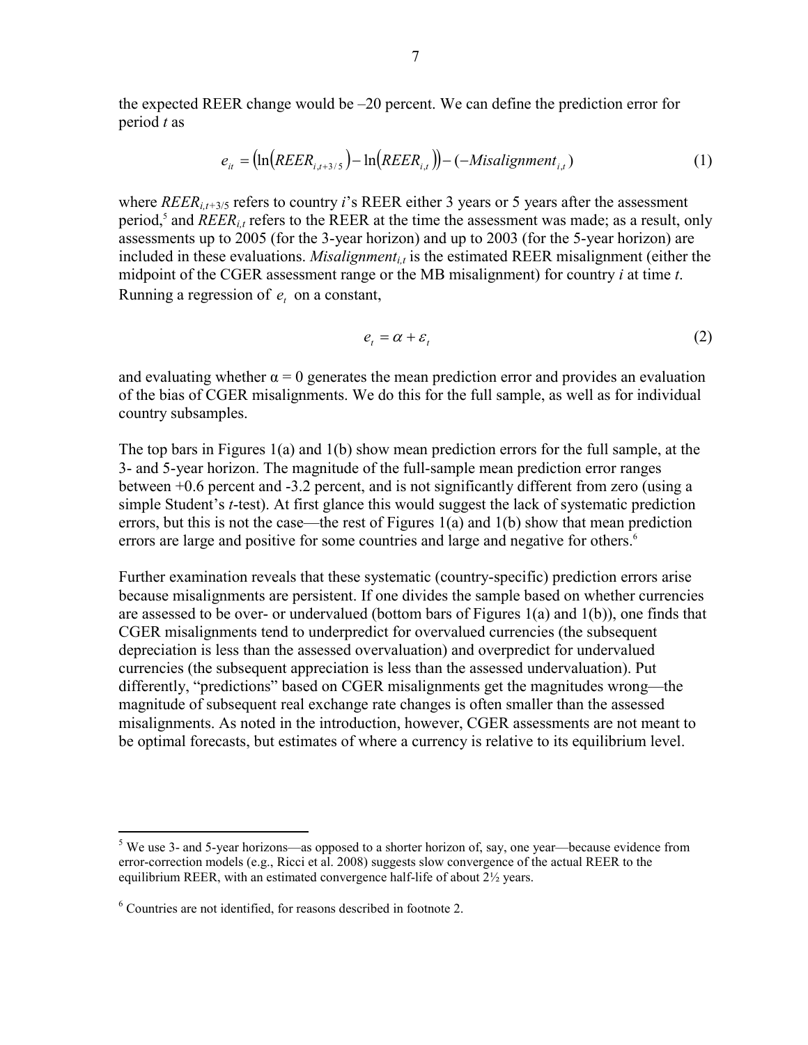the expected REER change would be –20 percent. We can define the prediction error for period *t* as

$$e_{it} = \left(\ln\left(REER_{i,t+3/5}\right) - \ln\left(REER_{i,t}\right)\right) - \left(-Misalignment_{i,t}\right) \tag{1}$$

where $REER_{i,t+3/5}$ refers to country *i*'s REER either 3 years or 5 years after the assessment period,[5] and $REER_{i,t}$ refers to the REER at the time the assessment was made; as a result, only assessments up to 2005 (for the 3-year horizon) and up to 2003 (for the 5-year horizon) are included in these evaluations. $Misalignment_{i,t}$ is the estimated REER misalignment (either the midpoint of the CGER assessment range or the MB misalignment) for country *i* at time *t*. Running a regression of $e_t$ on a constant,

$$e_t = \alpha + \varepsilon_t \tag{2}$$

and evaluating whether $\alpha = 0$ generates the mean prediction error and provides an evaluation of the bias of CGER misalignments. We do this for the full sample, as well as for individual country subsamples.

The top bars in Figures 1(a) and 1(b) show mean prediction errors for the full sample, at the 3- and 5-year horizon. The magnitude of the full-sample mean prediction error ranges between +0.6 percent and -3.2 percent, and is not significantly different from zero (using a simple Student's *t*-test). At first glance this would suggest the lack of systematic prediction errors, but this is not the case—the rest of Figures 1(a) and 1(b) show that mean prediction errors are large and positive for some countries and large and negative for others.[6]

Further examination reveals that these systematic (country-specific) prediction errors arise because misalignments are persistent. If one divides the sample based on whether currencies are assessed to be over- or undervalued (bottom bars of Figures 1(a) and 1(b)), one finds that CGER misalignments tend to underpredict for overvalued currencies (the subsequent depreciation is less than the assessed overvaluation) and overpredict for undervalued currencies (the subsequent appreciation is less than the assessed undervaluation). Put differently, "predictions" based on CGER misalignments get the magnitudes wrong—the magnitude of subsequent real exchange rate changes is often smaller than the assessed misalignments. As noted in the introduction, however, CGER assessments are not meant to be optimal forecasts, but estimates of where a currency is relative to its equilibrium level.

---

[5] We use 3- and 5-year horizons—as opposed to a shorter horizon of, say, one year—because evidence from error-correction models (e.g., Ricci et al. 2008) suggests slow convergence of the actual REER to the equilibrium REER, with an estimated convergence half-life of about 2½ years.

[6] Countries are not identified, for reasons described in footnote 2.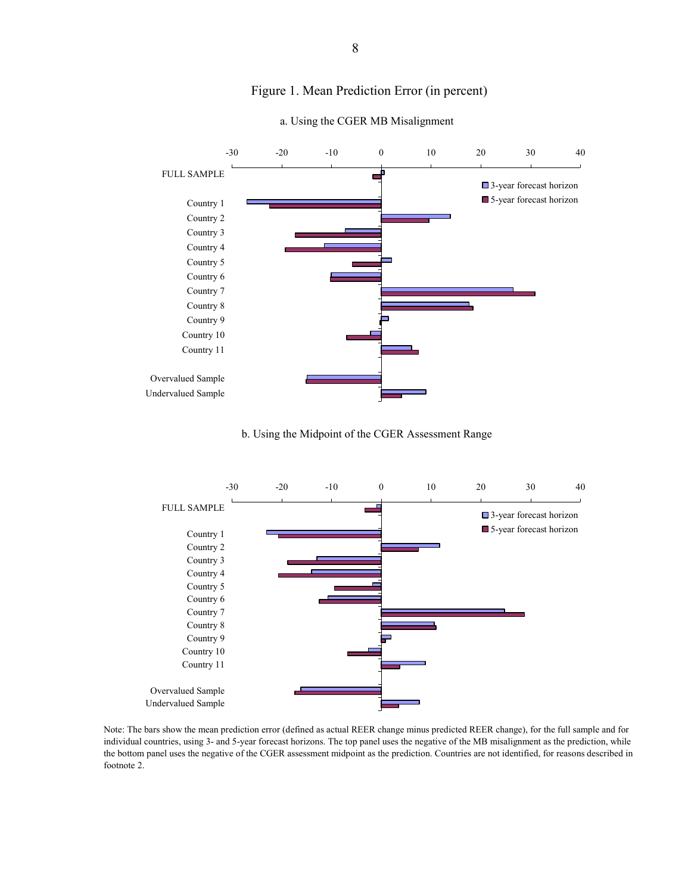# Figure 1. Mean Prediction Error (in percent)

a. Using the CGER MB Misalignment

b. Using the Midpoint of the CGER Assessment Range

Note: The bars show the mean prediction error (defined as actual REER change minus predicted REER change), for the full sample and for individual countries, using 3- and 5-year forecast horizons. The top panel uses the negative of the MB misalignment as the prediction, while the bottom panel uses the negative of the CGER assessment midpoint as the prediction. Countries are not identified, for reasons described in footnote 2.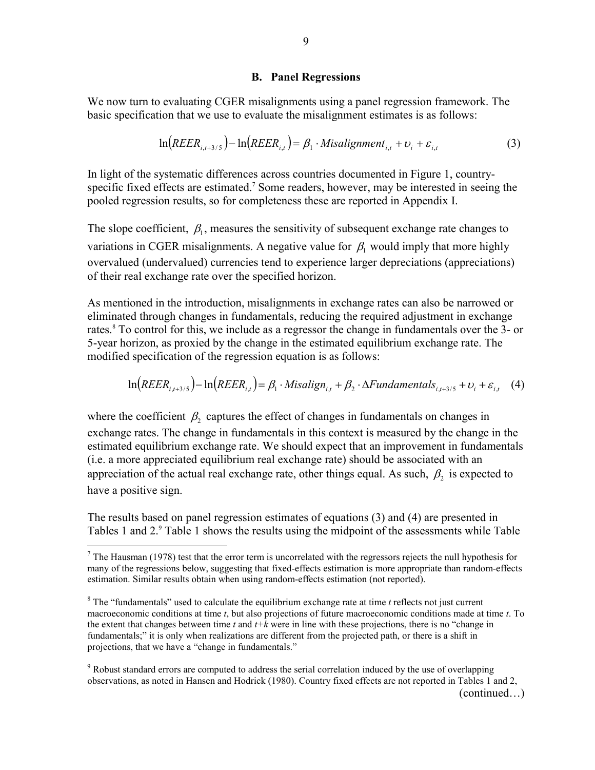### B. Panel Regressions

We now turn to evaluating CGER misalignments using a panel regression framework. The basic specification that we use to evaluate the misalignment estimates is as follows:

$$\ln\left(REER_{i,t+3/5}\right) - \ln\left(REER_{i,t}\right) = \beta_1 \cdot Misalignment_{i,t} + \upsilon_i + \varepsilon_{i,t} \tag{3}$$

In light of the systematic differences across countries documented in Figure 1, country-specific fixed effects are estimated.[7] Some readers, however, may be interested in seeing the pooled regression results, so for completeness these are reported in Appendix I.

The slope coefficient, $\beta_1$, measures the sensitivity of subsequent exchange rate changes to variations in CGER misalignments. A negative value for $\beta_1$ would imply that more highly overvalued (undervalued) currencies tend to experience larger depreciations (appreciations) of their real exchange rate over the specified horizon.

As mentioned in the introduction, misalignments in exchange rates can also be narrowed or eliminated through changes in fundamentals, reducing the required adjustment in exchange rates.[8] To control for this, we include as a regressor the change in fundamentals over the 3- or 5-year horizon, as proxied by the change in the estimated equilibrium exchange rate. The modified specification of the regression equation is as follows:

$$\ln\left(REER_{i,t+3/5}\right) - \ln\left(REER_{i,t}\right) = \beta_1 \cdot Misalign_{i,t} + \beta_2 \cdot \Delta Fundamentals_{i,t+3/5} + \upsilon_i + \varepsilon_{i,t} \tag{4}$$

where the coefficient $\beta_2$ captures the effect of changes in fundamentals on changes in exchange rates. The change in fundamentals in this context is measured by the change in the estimated equilibrium exchange rate. We should expect that an improvement in fundamentals (i.e. a more appreciated equilibrium real exchange rate) should be associated with an appreciation of the actual real exchange rate, other things equal. As such, $\beta_2$ is expected to have a positive sign.

The results based on panel regression estimates of equations (3) and (4) are presented in Tables 1 and 2.[9] Table 1 shows the results using the midpoint of the assessments while Table

---

[7] The Hausman (1978) test that the error term is uncorrelated with the regressors rejects the null hypothesis for many of the regressions below, suggesting that fixed-effects estimation is more appropriate than random-effects estimation. Similar results obtain when using random-effects estimation (not reported).

[8] The "fundamentals" used to calculate the equilibrium exchange rate at time *t* reflects not just current macroeconomic conditions at time *t*, but also projections of future macroeconomic conditions made at time *t*. To the extent that changes between time *t* and *t+k* were in line with these projections, there is no "change in fundamentals;" it is only when realizations are different from the projected path, or there is a shift in projections, that we have a "change in fundamentals."

[9] Robust standard errors are computed to address the serial correlation induced by the use of overlapping observations, as noted in Hansen and Hodrick (1980). Country fixed effects are not reported in Tables 1 and 2, (continued…)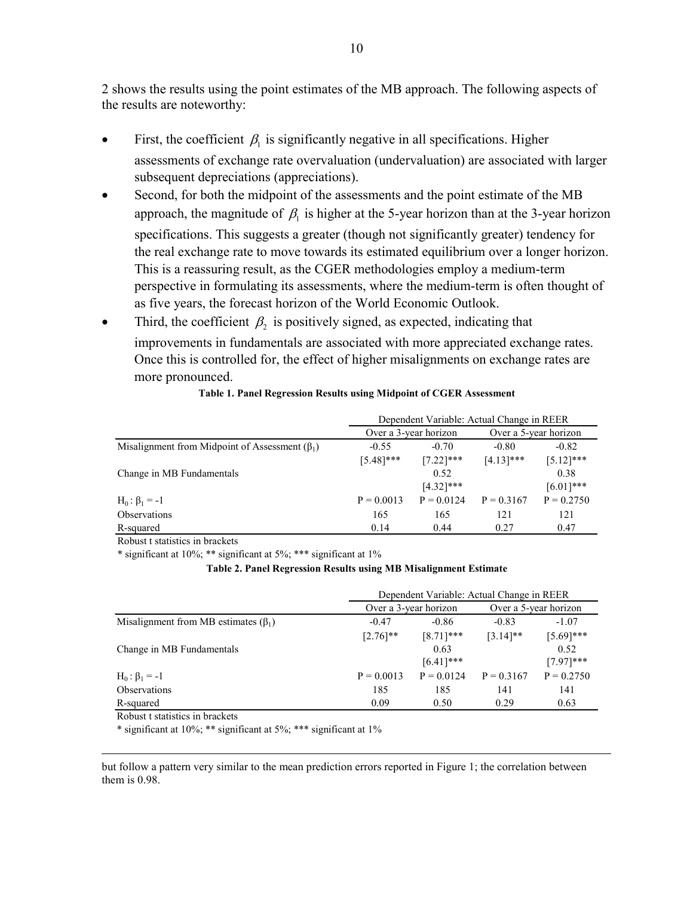2 shows the results using the point estimates of the MB approach. The following aspects of the results are noteworthy:

- First, the coefficient $\beta_1$ is significantly negative in all specifications. Higher assessments of exchange rate overvaluation (undervaluation) are associated with larger subsequent depreciations (appreciations).
- Second, for both the midpoint of the assessments and the point estimate of the MB approach, the magnitude of $\beta_1$ is higher at the 5-year horizon than at the 3-year horizon specifications. This suggests a greater (though not significantly greater) tendency for the real exchange rate to move towards its estimated equilibrium over a longer horizon. This is a reassuring result, as the CGER methodologies employ a medium-term perspective in formulating its assessments, where the medium-term is often thought of as five years, the forecast horizon of the World Economic Outlook.
- Third, the coefficient $\beta_2$ is positively signed, as expected, indicating that improvements in fundamentals are associated with more appreciated exchange rates. Once this is controlled for, the effect of higher misalignments on exchange rates are more pronounced.

**Table 1. Panel Regression Results using Midpoint of CGER Assessment**

| | Dependent Variable: Actual Change in REER | | | |
|---|---|---|---|---|
| | Over a 3-year horizon | | Over a 5-year horizon | |
| Misalignment from Midpoint of Assessment ($\beta_1$) | -0.55 | -0.70 | -0.80 | -0.82 |
| | [5.48]*** | [7.22]*** | [4.13]*** | [5.12]*** |
| Change in MB Fundamentals | | 0.52 | | 0.38 |
| | | [4.32]*** | | [6.01]*** |
| $H_0: \beta_1 = -1$ | P = 0.0013 | P = 0.0124 | P = 0.3167 | P = 0.2750 |
| Observations | 165 | 165 | 121 | 121 |
| R-squared | 0.14 | 0.44 | 0.27 | 0.47 |

Robust t statistics in brackets

* significant at 10%; ** significant at 5%; *** significant at 1%

**Table 2. Panel Regression Results using MB Misalignment Estimate**

| | Dependent Variable: Actual Change in REER | | | |
|---|---|---|---|---|
| | Over a 3-year horizon | | Over a 5-year horizon | |
| Misalignment from MB estimates ($\beta_1$) | -0.47 | -0.86 | -0.83 | -1.07 |
| | [2.76]** | [8.71]*** | [3.14]** | [5.69]*** |
| Change in MB Fundamentals | | 0.63 | | 0.52 |
| | | [6.41]*** | | [7.97]*** |
| $H_0: \beta_1 = -1$ | P = 0.0013 | P = 0.0124 | P = 0.3167 | P = 0.2750 |
| Observations | 185 | 185 | 141 | 141 |
| R-squared | 0.09 | 0.50 | 0.29 | 0.63 |

Robust t statistics in brackets

* significant at 10%; ** significant at 5%; *** significant at 1%

---

but follow a pattern very similar to the mean prediction errors reported in Figure 1; the correlation between them is 0.98.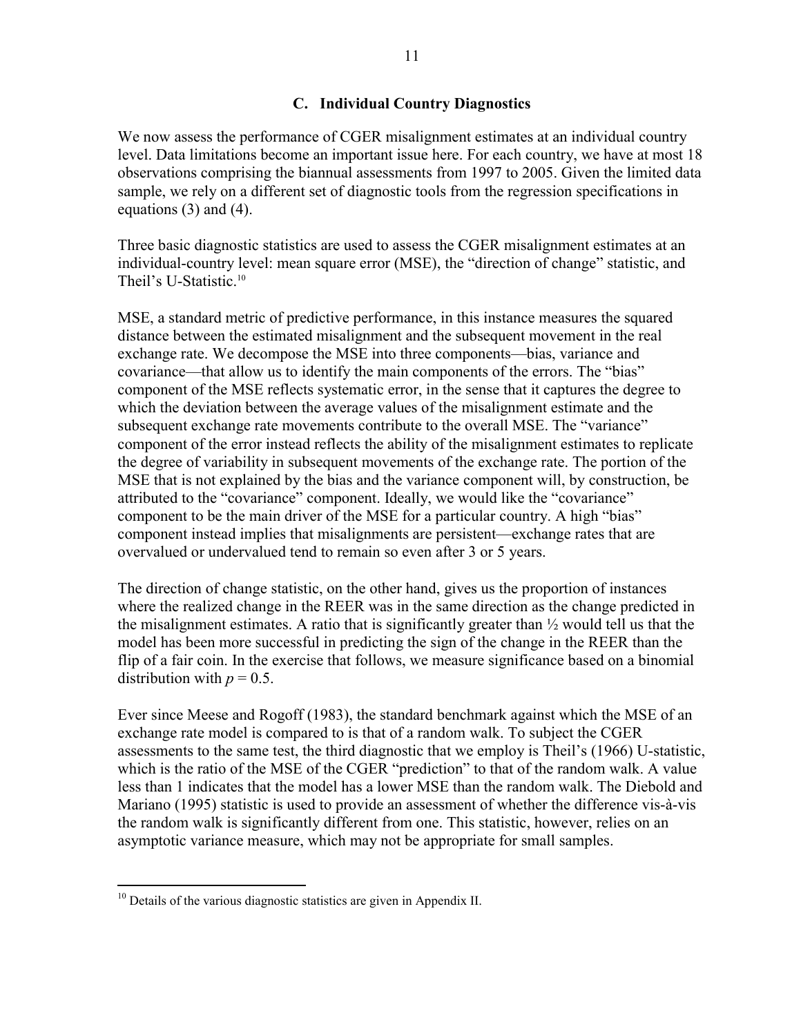### C. Individual Country Diagnostics

We now assess the performance of CGER misalignment estimates at an individual country level. Data limitations become an important issue here. For each country, we have at most 18 observations comprising the biannual assessments from 1997 to 2005. Given the limited data sample, we rely on a different set of diagnostic tools from the regression specifications in equations (3) and (4).

Three basic diagnostic statistics are used to assess the CGER misalignment estimates at an individual-country level: mean square error (MSE), the "direction of change" statistic, and Theil's U-Statistic.[10]

MSE, a standard metric of predictive performance, in this instance measures the squared distance between the estimated misalignment and the subsequent movement in the real exchange rate. We decompose the MSE into three components—bias, variance and covariance—that allow us to identify the main components of the errors. The "bias" component of the MSE reflects systematic error, in the sense that it captures the degree to which the deviation between the average values of the misalignment estimate and the subsequent exchange rate movements contribute to the overall MSE. The "variance" component of the error instead reflects the ability of the misalignment estimates to replicate the degree of variability in subsequent movements of the exchange rate. The portion of the MSE that is not explained by the bias and the variance component will, by construction, be attributed to the "covariance" component. Ideally, we would like the "covariance" component to be the main driver of the MSE for a particular country. A high "bias" component instead implies that misalignments are persistent—exchange rates that are overvalued or undervalued tend to remain so even after 3 or 5 years.

The direction of change statistic, on the other hand, gives us the proportion of instances where the realized change in the REER was in the same direction as the change predicted in the misalignment estimates. A ratio that is significantly greater than ½ would tell us that the model has been more successful in predicting the sign of the change in the REER than the flip of a fair coin. In the exercise that follows, we measure significance based on a binomial distribution with $p = 0.5$.

Ever since Meese and Rogoff (1983), the standard benchmark against which the MSE of an exchange rate model is compared to is that of a random walk. To subject the CGER assessments to the same test, the third diagnostic that we employ is Theil's (1966) U-statistic, which is the ratio of the MSE of the CGER "prediction" to that of the random walk. A value less than 1 indicates that the model has a lower MSE than the random walk. The Diebold and Mariano (1995) statistic is used to provide an assessment of whether the difference vis-à-vis the random walk is significantly different from one. This statistic, however, relies on an asymptotic variance measure, which may not be appropriate for small samples.

---

[10] Details of the various diagnostic statistics are given in Appendix II.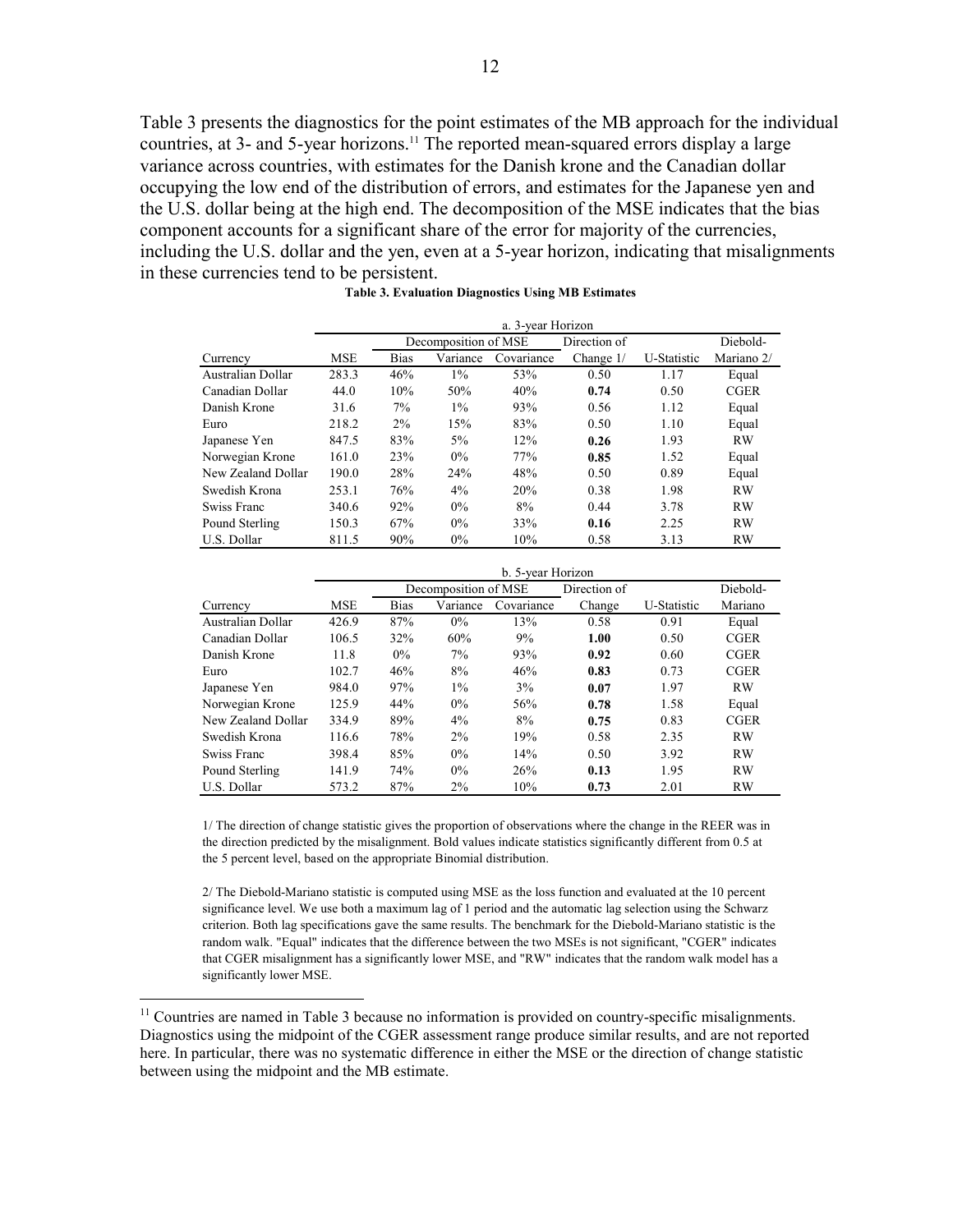Table 3 presents the diagnostics for the point estimates of the MB approach for the individual countries, at 3- and 5-year horizons.[11] The reported mean-squared errors display a large variance across countries, with estimates for the Danish krone and the Canadian dollar occupying the low end of the distribution of errors, and estimates for the Japanese yen and the U.S. dollar being at the high end. The decomposition of the MSE indicates that the bias component accounts for a significant share of the error for majority of the currencies, including the U.S. dollar and the yen, even at a 5-year horizon, indicating that misalignments in these currencies tend to be persistent.

**Table 3. Evaluation Diagnostics Using MB Estimates**

| | a. 3-year Horizon | | | | | | |
|---|---|---|---|---|---|---|---|
| | | Decomposition of MSE | | | Direction of | | Diebold- |
| Currency | MSE | Bias | Variance | Covariance | Change 1/ | U-Statistic | Mariano 2/ |
| Australian Dollar | 283.3 | 46% | 1% | 53% | 0.50 | 1.17 | Equal |
| Canadian Dollar | 44.0 | 10% | 50% | 40% | **0.74** | 0.50 | CGER |
| Danish Krone | 31.6 | 7% | 1% | 93% | 0.56 | 1.12 | Equal |
| Euro | 218.2 | 2% | 15% | 83% | 0.50 | 1.10 | Equal |
| Japanese Yen | 847.5 | 83% | 5% | 12% | **0.26** | 1.93 | RW |
| Norwegian Krone | 161.0 | 23% | 0% | 77% | **0.85** | 1.52 | Equal |
| New Zealand Dollar | 190.0 | 28% | 24% | 48% | 0.50 | 0.89 | Equal |
| Swedish Krona | 253.1 | 76% | 4% | 20% | 0.38 | 1.98 | RW |
| Swiss Franc | 340.6 | 92% | 0% | 8% | 0.44 | 3.78 | RW |
| Pound Sterling | 150.3 | 67% | 0% | 33% | **0.16** | 2.25 | RW |
| U.S. Dollar | 811.5 | 90% | 0% | 10% | 0.58 | 3.13 | RW |

| | b. 5-year Horizon | | | | | | |
|---|---|---|---|---|---|---|---|
| | | Decomposition of MSE | | | Direction of | | Diebold- |
| Currency | MSE | Bias | Variance | Covariance | Change | U-Statistic | Mariano |
| Australian Dollar | 426.9 | 87% | 0% | 13% | 0.58 | 0.91 | Equal |
| Canadian Dollar | 106.5 | 32% | 60% | 9% | **1.00** | 0.50 | CGER |
| Danish Krone | 11.8 | 0% | 7% | 93% | **0.92** | 0.60 | CGER |
| Euro | 102.7 | 46% | 8% | 46% | **0.83** | 0.73 | CGER |
| Japanese Yen | 984.0 | 97% | 1% | 3% | **0.07** | 1.97 | RW |
| Norwegian Krone | 125.9 | 44% | 0% | 56% | **0.78** | 1.58 | Equal |
| New Zealand Dollar | 334.9 | 89% | 4% | 8% | **0.75** | 0.83 | CGER |
| Swedish Krona | 116.6 | 78% | 2% | 19% | 0.58 | 2.35 | RW |
| Swiss Franc | 398.4 | 85% | 0% | 14% | 0.50 | 3.92 | RW |
| Pound Sterling | 141.9 | 74% | 0% | 26% | **0.13** | 1.95 | RW |
| U.S. Dollar | 573.2 | 87% | 2% | 10% | **0.73** | 2.01 | RW |

1/ The direction of change statistic gives the proportion of observations where the change in the REER was in the direction predicted by the misalignment. Bold values indicate statistics significantly different from 0.5 at the 5 percent level, based on the appropriate Binomial distribution.

2/ The Diebold-Mariano statistic is computed using MSE as the loss function and evaluated at the 10 percent significance level. We use both a maximum lag of 1 period and the automatic lag selection using the Schwarz criterion. Both lag specifications gave the same results. The benchmark for the Diebold-Mariano statistic is the random walk. "Equal" indicates that the difference between the two MSEs is not significant, "CGER" indicates that CGER misalignment has a significantly lower MSE, and "RW" indicates that the random walk model has a significantly lower MSE.

[11] Countries are named in Table 3 because no information is provided on country-specific misalignments. Diagnostics using the midpoint of the CGER assessment range produce similar results, and are not reported here. In particular, there was no systematic difference in either the MSE or the direction of change statistic between using the midpoint and the MB estimate.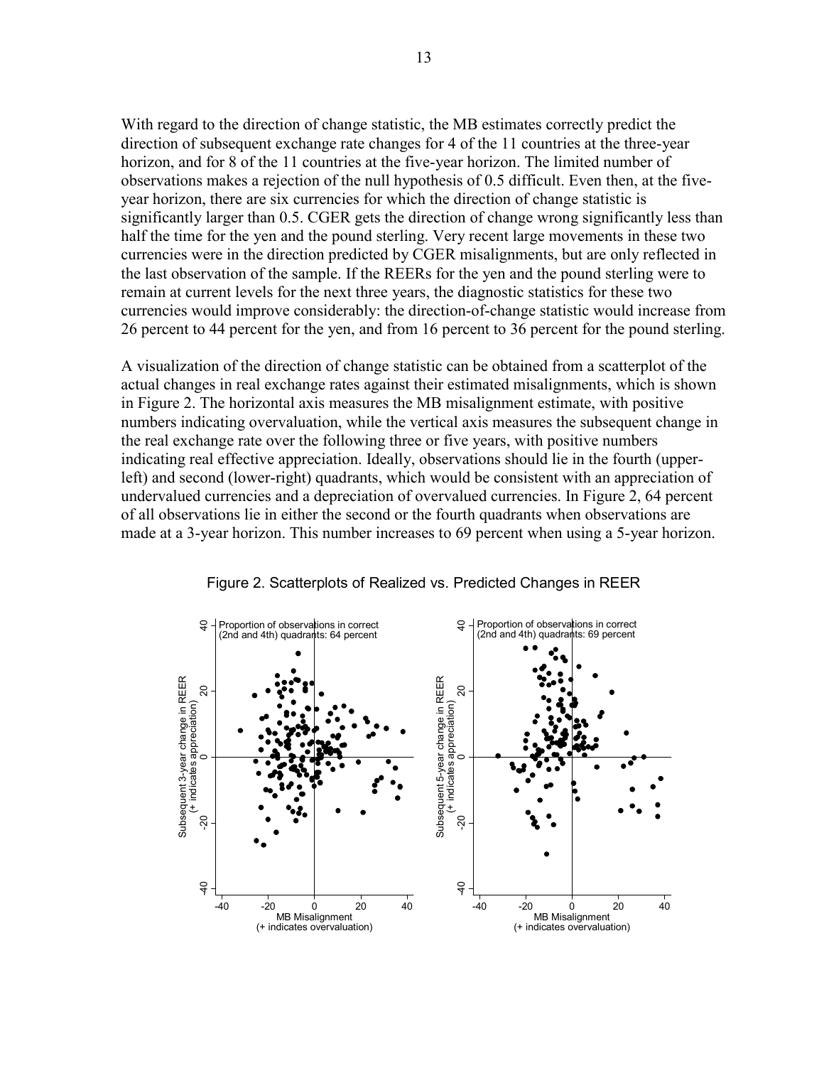With regard to the direction of change statistic, the MB estimates correctly predict the direction of subsequent exchange rate changes for 4 of the 11 countries at the three-year horizon, and for 8 of the 11 countries at the five-year horizon. The limited number of observations makes a rejection of the null hypothesis of 0.5 difficult. Even then, at the five-year horizon, there are six currencies for which the direction of change statistic is significantly larger than 0.5. CGER gets the direction of change wrong significantly less than half the time for the yen and the pound sterling. Very recent large movements in these two currencies were in the direction predicted by CGER misalignments, but are only reflected in the last observation of the sample. If the REERs for the yen and the pound sterling were to remain at current levels for the next three years, the diagnostic statistics for these two currencies would improve considerably: the direction-of-change statistic would increase from 26 percent to 44 percent for the yen, and from 16 percent to 36 percent for the pound sterling.

A visualization of the direction of change statistic can be obtained from a scatterplot of the actual changes in real exchange rates against their estimated misalignments, which is shown in Figure 2. The horizontal axis measures the MB misalignment estimate, with positive numbers indicating overvaluation, while the vertical axis measures the subsequent change in the real exchange rate over the following three or five years, with positive numbers indicating real effective appreciation. Ideally, observations should lie in the fourth (upper-left) and second (lower-right) quadrants, which would be consistent with an appreciation of undervalued currencies and a depreciation of overvalued currencies. In Figure 2, 64 percent of all observations lie in either the second or the fourth quadrants when observations are made at a 3-year horizon. This number increases to 69 percent when using a 5-year horizon.

Figure 2. Scatterplots of Realized vs. Predicted Changes in REER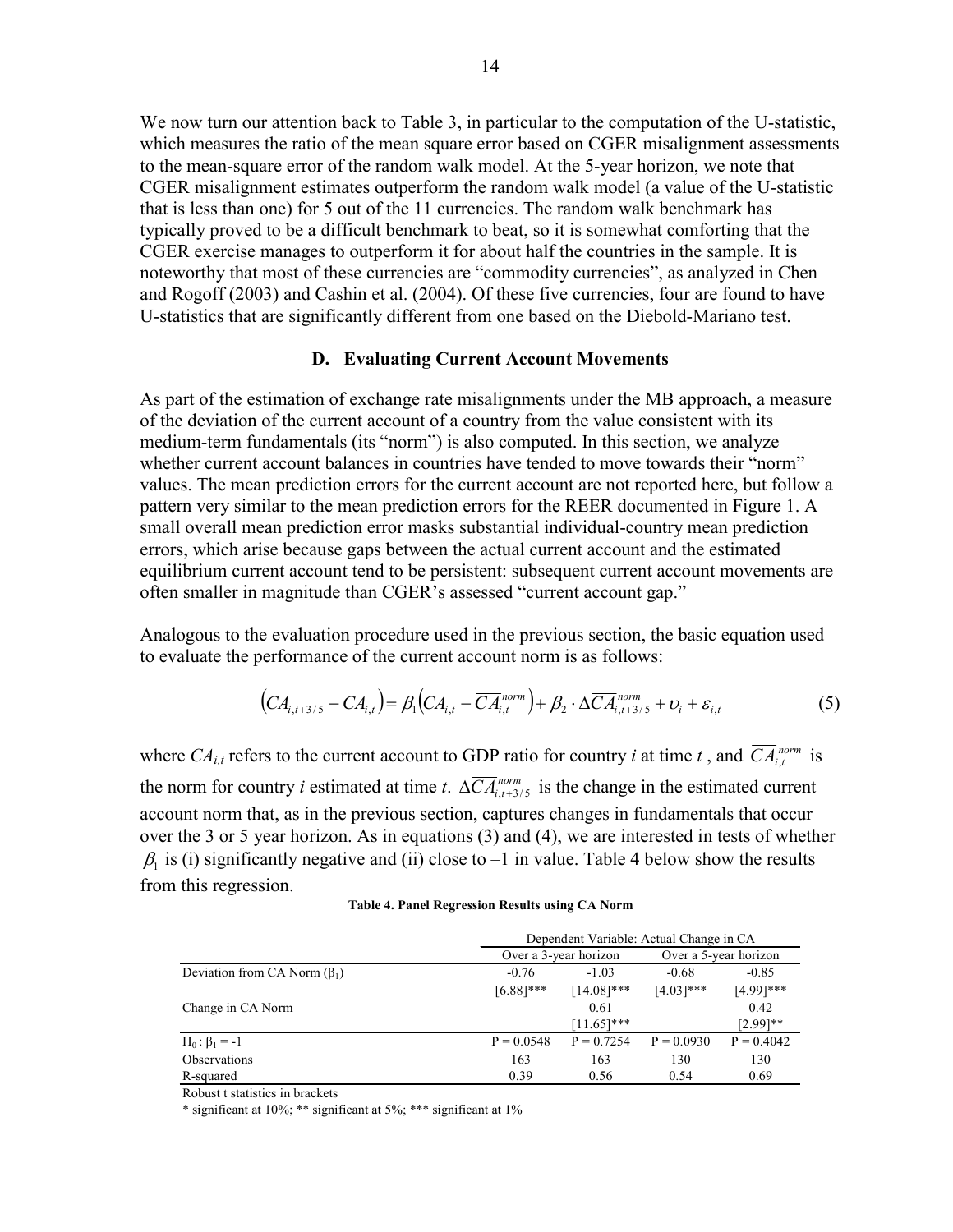We now turn our attention back to Table 3, in particular to the computation of the U-statistic, which measures the ratio of the mean square error based on CGER misalignment assessments to the mean-square error of the random walk model. At the 5-year horizon, we note that CGER misalignment estimates outperform the random walk model (a value of the U-statistic that is less than one) for 5 out of the 11 currencies. The random walk benchmark has typically proved to be a difficult benchmark to beat, so it is somewhat comforting that the CGER exercise manages to outperform it for about half the countries in the sample. It is noteworthy that most of these currencies are "commodity currencies", as analyzed in Chen and Rogoff (2003) and Cashin et al. (2004). Of these five currencies, four are found to have U-statistics that are significantly different from one based on the Diebold-Mariano test.

### D. Evaluating Current Account Movements

As part of the estimation of exchange rate misalignments under the MB approach, a measure of the deviation of the current account of a country from the value consistent with its medium-term fundamentals (its "norm") is also computed. In this section, we analyze whether current account balances in countries have tended to move towards their "norm" values. The mean prediction errors for the current account are not reported here, but follow a pattern very similar to the mean prediction errors for the REER documented in Figure 1. A small overall mean prediction error masks substantial individual-country mean prediction errors, which arise because gaps between the actual current account and the estimated equilibrium current account tend to be persistent: subsequent current account movements are often smaller in magnitude than CGER's assessed "current account gap."

Analogous to the evaluation procedure used in the previous section, the basic equation used to evaluate the performance of the current account norm is as follows:

$$\left(CA_{i,t+3/5} - CA_{i,t}\right) = \beta_1\left(CA_{i,t} - \overline{CA}_{i,t}^{norm}\right) + \beta_2 \cdot \Delta\overline{CA}_{i,t+3/5}^{norm} + \upsilon_i + \varepsilon_{i,t} \tag{5}$$

where $CA_{i,t}$ refers to the current account to GDP ratio for country $i$ at time $t$ , and $\overline{CA}_{i,t}^{norm}$ is the norm for country $i$ estimated at time $t$. $\Delta\overline{CA}_{i,t+3/5}^{norm}$ is the change in the estimated current account norm that, as in the previous section, captures changes in fundamentals that occur over the 3 or 5 year horizon. As in equations (3) and (4), we are interested in tests of whether $\beta_1$ is (i) significantly negative and (ii) close to –1 in value. Table 4 below show the results from this regression.

**Table 4. Panel Regression Results using CA Norm**

| | Dependent Variable: Actual Change in CA | | | |
|---|---|---|---|---|
| | Over a 3-year horizon | | Over a 5-year horizon | |
| Deviation from CA Norm ($\beta_1$) | -0.76 | -1.03 | -0.68 | -0.85 |
| | [6.88]*** | [14.08]*** | [4.03]*** | [4.99]*** |
| Change in CA Norm | | 0.61 | | 0.42 |
| | | [11.65]*** | | [2.99]** |
| $H_0: \beta_1 = -1$ | P = 0.0548 | P = 0.7254 | P = 0.0930 | P = 0.4042 |
| Observations | 163 | 163 | 130 | 130 |
| R-squared | 0.39 | 0.56 | 0.54 | 0.69 |

Robust t statistics in brackets

* significant at 10%; ** significant at 5%; *** significant at 1%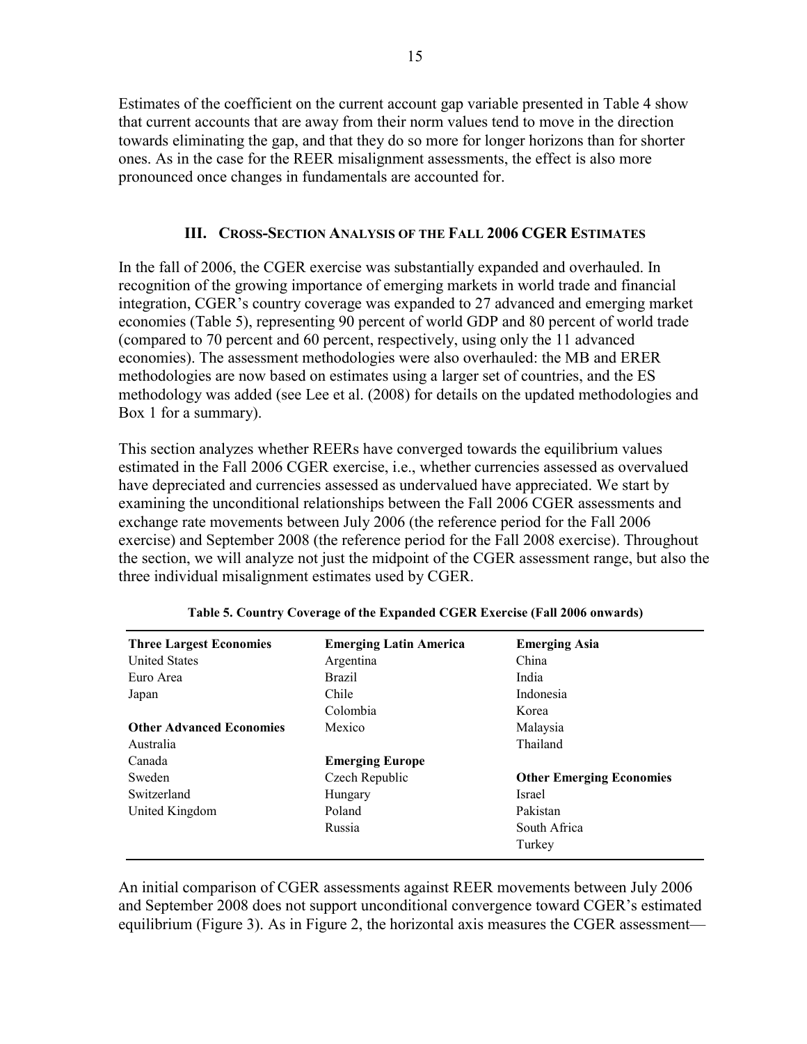Estimates of the coefficient on the current account gap variable presented in Table 4 show that current accounts that are away from their norm values tend to move in the direction towards eliminating the gap, and that they do so more for longer horizons than for shorter ones. As in the case for the REER misalignment assessments, the effect is also more pronounced once changes in fundamentals are accounted for.

## III. Cross-Section Analysis of the Fall 2006 CGER Estimates

In the fall of 2006, the CGER exercise was substantially expanded and overhauled. In recognition of the growing importance of emerging markets in world trade and financial integration, CGER's country coverage was expanded to 27 advanced and emerging market economies (Table 5), representing 90 percent of world GDP and 80 percent of world trade (compared to 70 percent and 60 percent, respectively, using only the 11 advanced economies). The assessment methodologies were also overhauled: the MB and ERER methodologies are now based on estimates using a larger set of countries, and the ES methodology was added (see Lee et al. (2008) for details on the updated methodologies and Box 1 for a summary).

This section analyzes whether REERs have converged towards the equilibrium values estimated in the Fall 2006 CGER exercise, i.e., whether currencies assessed as overvalued have depreciated and currencies assessed as undervalued have appreciated. We start by examining the unconditional relationships between the Fall 2006 CGER assessments and exchange rate movements between July 2006 (the reference period for the Fall 2006 exercise) and September 2008 (the reference period for the Fall 2008 exercise). Throughout the section, we will analyze not just the midpoint of the CGER assessment range, but also the three individual misalignment estimates used by CGER.

**Table 5. Country Coverage of the Expanded CGER Exercise (Fall 2006 onwards)**

| **Three Largest Economies** | **Emerging Latin America** | **Emerging Asia** |
|---|---|---|
| United States | Argentina | China |
| Euro Area | Brazil | India |
| Japan | Chile | Indonesia |
| | Colombia | Korea |
| **Other Advanced Economies** | Mexico | Malaysia |
| Australia | | Thailand |
| Canada | **Emerging Europe** | |
| Sweden | Czech Republic | **Other Emerging Economies** |
| Switzerland | Hungary | Israel |
| United Kingdom | Poland | Pakistan |
| | Russia | South Africa |
| | | Turkey |

An initial comparison of CGER assessments against REER movements between July 2006 and September 2008 does not support unconditional convergence toward CGER's estimated equilibrium (Figure 3). As in Figure 2, the horizontal axis measures the CGER assessment—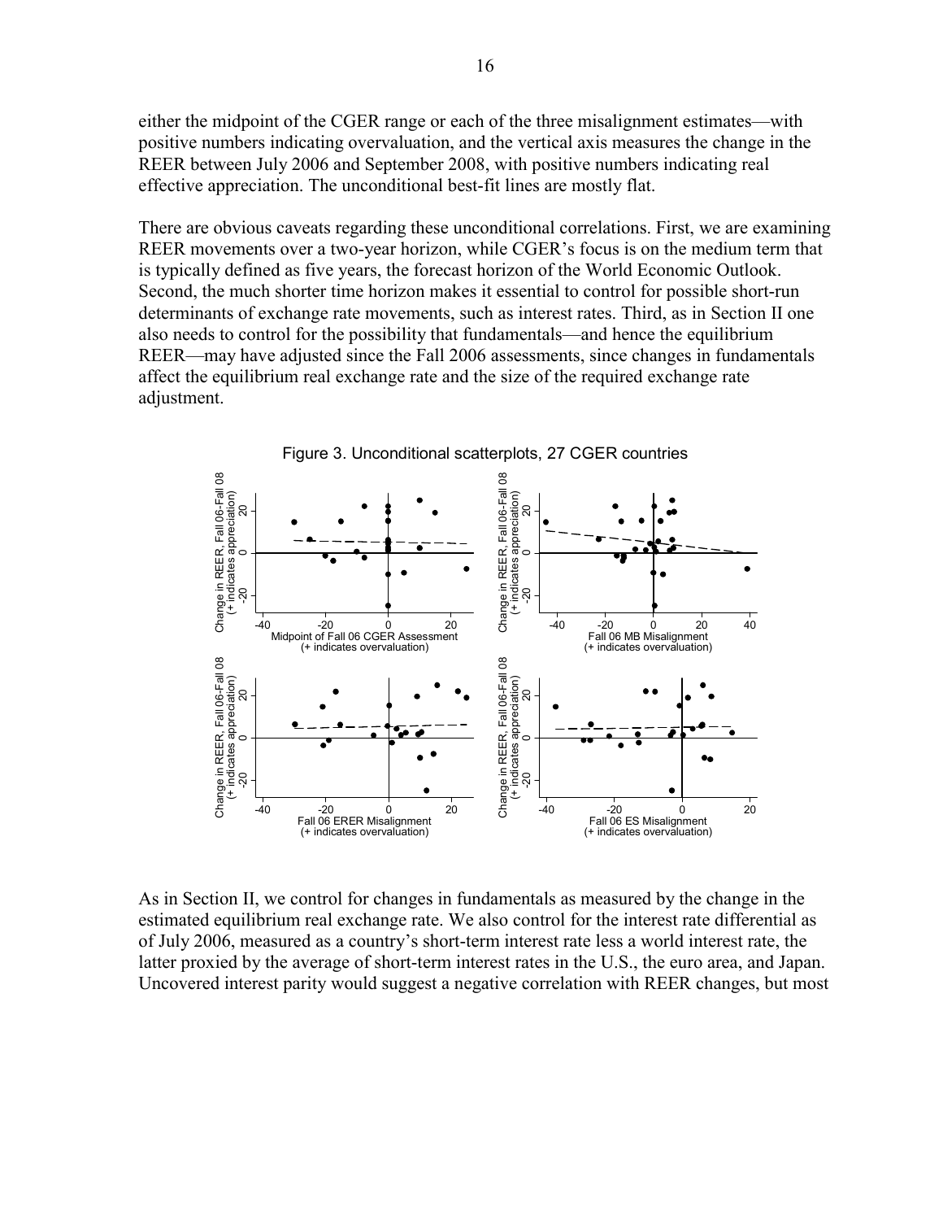either the midpoint of the CGER range or each of the three misalignment estimates—with positive numbers indicating overvaluation, and the vertical axis measures the change in the REER between July 2006 and September 2008, with positive numbers indicating real effective appreciation. The unconditional best-fit lines are mostly flat.

There are obvious caveats regarding these unconditional correlations. First, we are examining REER movements over a two-year horizon, while CGER's focus is on the medium term that is typically defined as five years, the forecast horizon of the World Economic Outlook. Second, the much shorter time horizon makes it essential to control for possible short-run determinants of exchange rate movements, such as interest rates. Third, as in Section II one also needs to control for the possibility that fundamentals—and hence the equilibrium REER—may have adjusted since the Fall 2006 assessments, since changes in fundamentals affect the equilibrium real exchange rate and the size of the required exchange rate adjustment.

Figure 3. Unconditional scatterplots, 27 CGER countries

As in Section II, we control for changes in fundamentals as measured by the change in the estimated equilibrium real exchange rate. We also control for the interest rate differential as of July 2006, measured as a country's short-term interest rate less a world interest rate, the latter proxied by the average of short-term interest rates in the U.S., the euro area, and Japan. Uncovered interest parity would suggest a negative correlation with REER changes, but most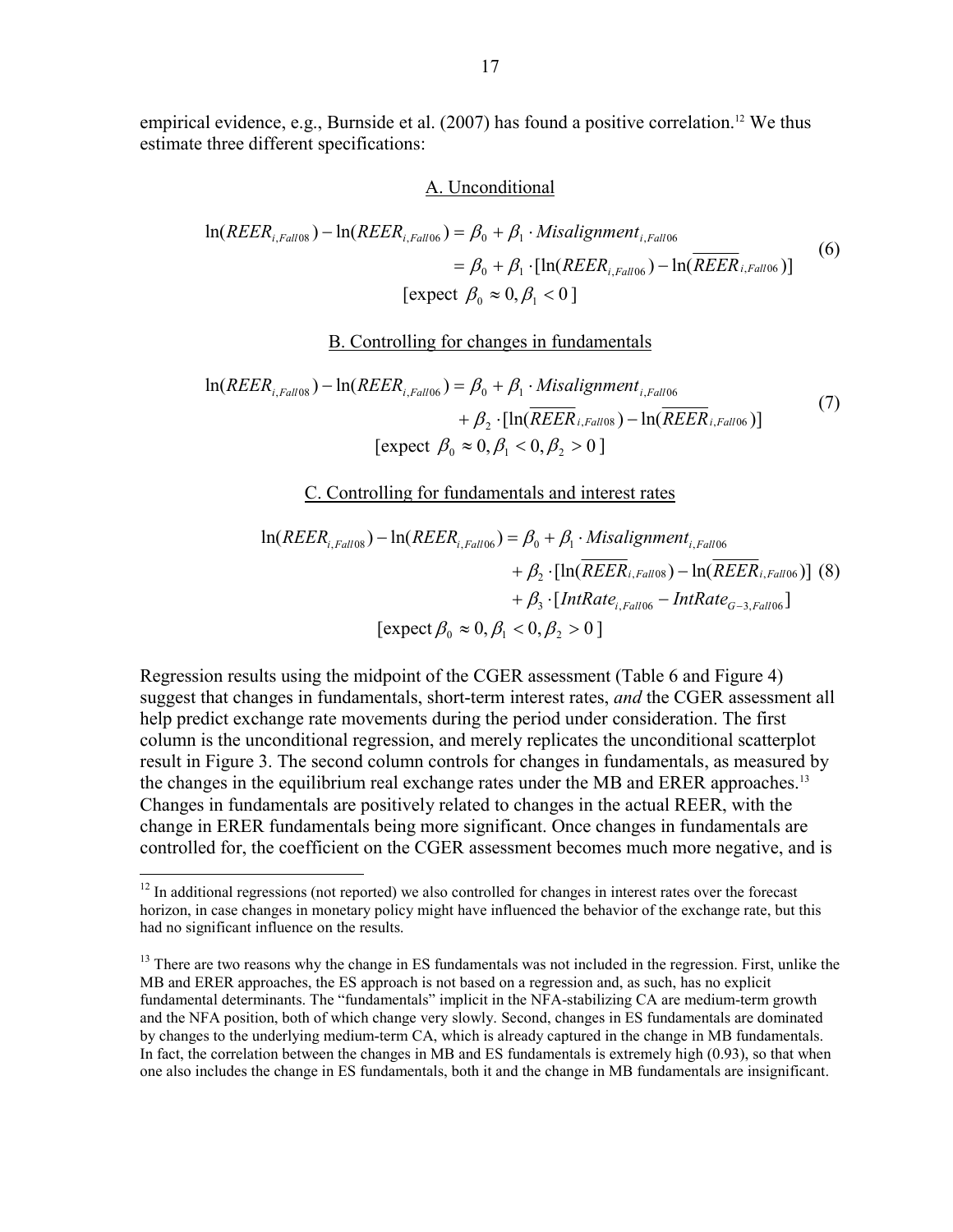empirical evidence, e.g., Burnside et al. (2007) has found a positive correlation.[12] We thus estimate three different specifications:

A. Unconditional

$$
\begin{aligned}
\ln(REER_{i,Fall08}) - \ln(REER_{i,Fall06}) &= \beta_0 + \beta_1 \cdot Misalignment_{i,Fall06} \\
&= \beta_0 + \beta_1 \cdot [\ln(REER_{i,Fall06}) - \ln(\overline{REER}_{i,Fall06})] \\
&[\text{expect } \beta_0 \approx 0, \beta_1 < 0]
\end{aligned} \tag{6}
$$

B. Controlling for changes in fundamentals

$$
\begin{aligned}
\ln(REER_{i,Fall08}) - \ln(REER_{i,Fall06}) &= \beta_0 + \beta_1 \cdot Misalignment_{i,Fall06} \\
&\quad + \beta_2 \cdot [\ln(\overline{REER}_{i,Fall08}) - \ln(\overline{REER}_{i,Fall06})] \\
&[\text{expect } \beta_0 \approx 0, \beta_1 < 0, \beta_2 > 0]
\end{aligned} \tag{7}
$$

C. Controlling for fundamentals and interest rates

$$
\begin{aligned}
\ln(REER_{i,Fall08}) - \ln(REER_{i,Fall06}) &= \beta_0 + \beta_1 \cdot Misalignment_{i,Fall06} \\
&\quad + \beta_2 \cdot [\ln(\overline{REER}_{i,Fall08}) - \ln(\overline{REER}_{i,Fall06})] \\
&\quad + \beta_3 \cdot [IntRate_{i,Fall06} - IntRate_{G-3,Fall06}] \\
&[\text{expect } \beta_0 \approx 0, \beta_1 < 0, \beta_2 > 0]
\end{aligned} \tag{8}
$$

Regression results using the midpoint of the CGER assessment (Table 6 and Figure 4) suggest that changes in fundamentals, short-term interest rates, *and* the CGER assessment all help predict exchange rate movements during the period under consideration. The first column is the unconditional regression, and merely replicates the unconditional scatterplot result in Figure 3. The second column controls for changes in fundamentals, as measured by the changes in the equilibrium real exchange rates under the MB and ERER approaches.[13] Changes in fundamentals are positively related to changes in the actual REER, with the change in ERER fundamentals being more significant. Once changes in fundamentals are controlled for, the coefficient on the CGER assessment becomes much more negative, and is

---

[12] In additional regressions (not reported) we also controlled for changes in interest rates over the forecast horizon, in case changes in monetary policy might have influenced the behavior of the exchange rate, but this had no significant influence on the results.

[13] There are two reasons why the change in ES fundamentals was not included in the regression. First, unlike the MB and ERER approaches, the ES approach is not based on a regression and, as such, has no explicit fundamental determinants. The "fundamentals" implicit in the NFA-stabilizing CA are medium-term growth and the NFA position, both of which change very slowly. Second, changes in ES fundamentals are dominated by changes to the underlying medium-term CA, which is already captured in the change in MB fundamentals. In fact, the correlation between the changes in MB and ES fundamentals is extremely high (0.93), so that when one also includes the change in ES fundamentals, both it and the change in MB fundamentals are insignificant.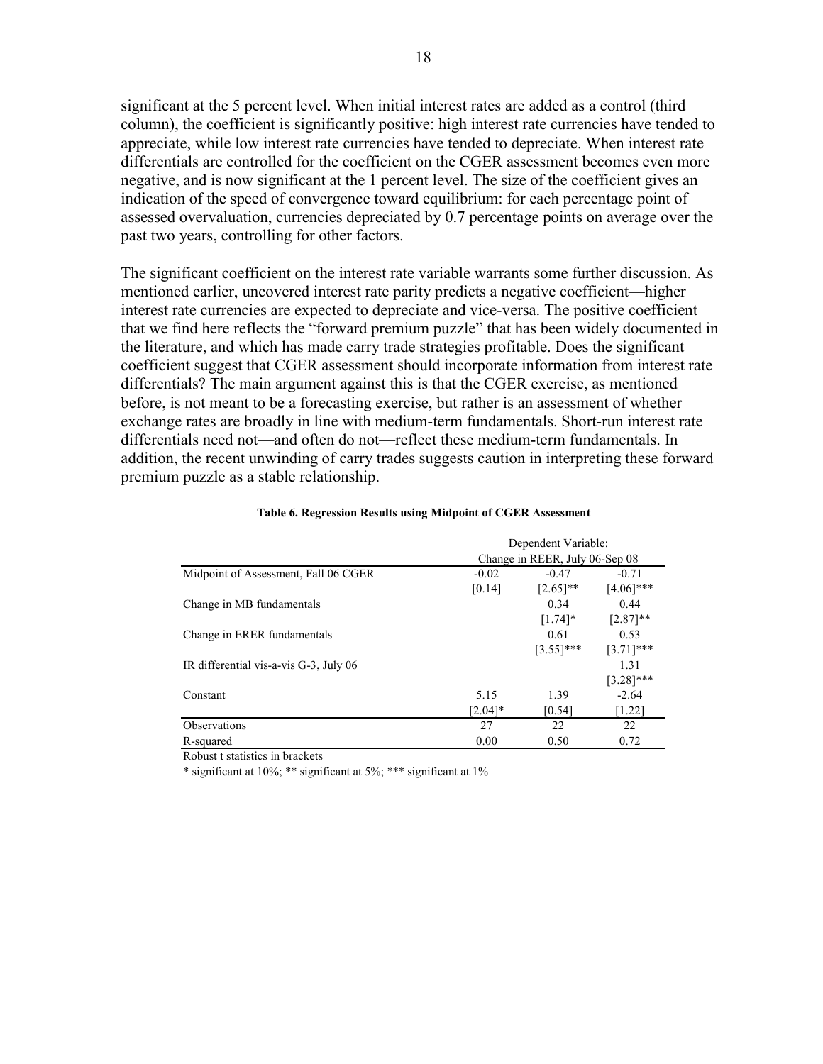significant at the 5 percent level. When initial interest rates are added as a control (third column), the coefficient is significantly positive: high interest rate currencies have tended to appreciate, while low interest rate currencies have tended to depreciate. When interest rate differentials are controlled for the coefficient on the CGER assessment becomes even more negative, and is now significant at the 1 percent level. The size of the coefficient gives an indication of the speed of convergence toward equilibrium: for each percentage point of assessed overvaluation, currencies depreciated by 0.7 percentage points on average over the past two years, controlling for other factors.

The significant coefficient on the interest rate variable warrants some further discussion. As mentioned earlier, uncovered interest rate parity predicts a negative coefficient—higher interest rate currencies are expected to depreciate and vice-versa. The positive coefficient that we find here reflects the "forward premium puzzle" that has been widely documented in the literature, and which has made carry trade strategies profitable. Does the significant coefficient suggest that CGER assessment should incorporate information from interest rate differentials? The main argument against this is that the CGER exercise, as mentioned before, is not meant to be a forecasting exercise, but rather is an assessment of whether exchange rates are broadly in line with medium-term fundamentals. Short-run interest rate differentials need not—and often do not—reflect these medium-term fundamentals. In addition, the recent unwinding of carry trades suggests caution in interpreting these forward premium puzzle as a stable relationship.

**Table 6. Regression Results using Midpoint of CGER Assessment**

| | Dependent Variable: Change in REER, July 06-Sep 08 | | |
|---|---|---|---|
| Midpoint of Assessment, Fall 06 CGER | -0.02 | -0.47 | -0.71 |
| | [0.14] | [2.65]** | [4.06]*** |
| Change in MB fundamentals | | 0.34 | 0.44 |
| | | [1.74]* | [2.87]** |
| Change in ERER fundamentals | | 0.61 | 0.53 |
| | | [3.55]*** | [3.71]*** |
| IR differential vis-a-vis G-3, July 06 | | | 1.31 |
| | | | [3.28]*** |
| Constant | 5.15 | 1.39 | -2.64 |
| | [2.04]* | [0.54] | [1.22] |
| Observations | 27 | 22 | 22 |
| R-squared | 0.00 | 0.50 | 0.72 |

Robust t statistics in brackets

* significant at 10%; ** significant at 5%; *** significant at 1%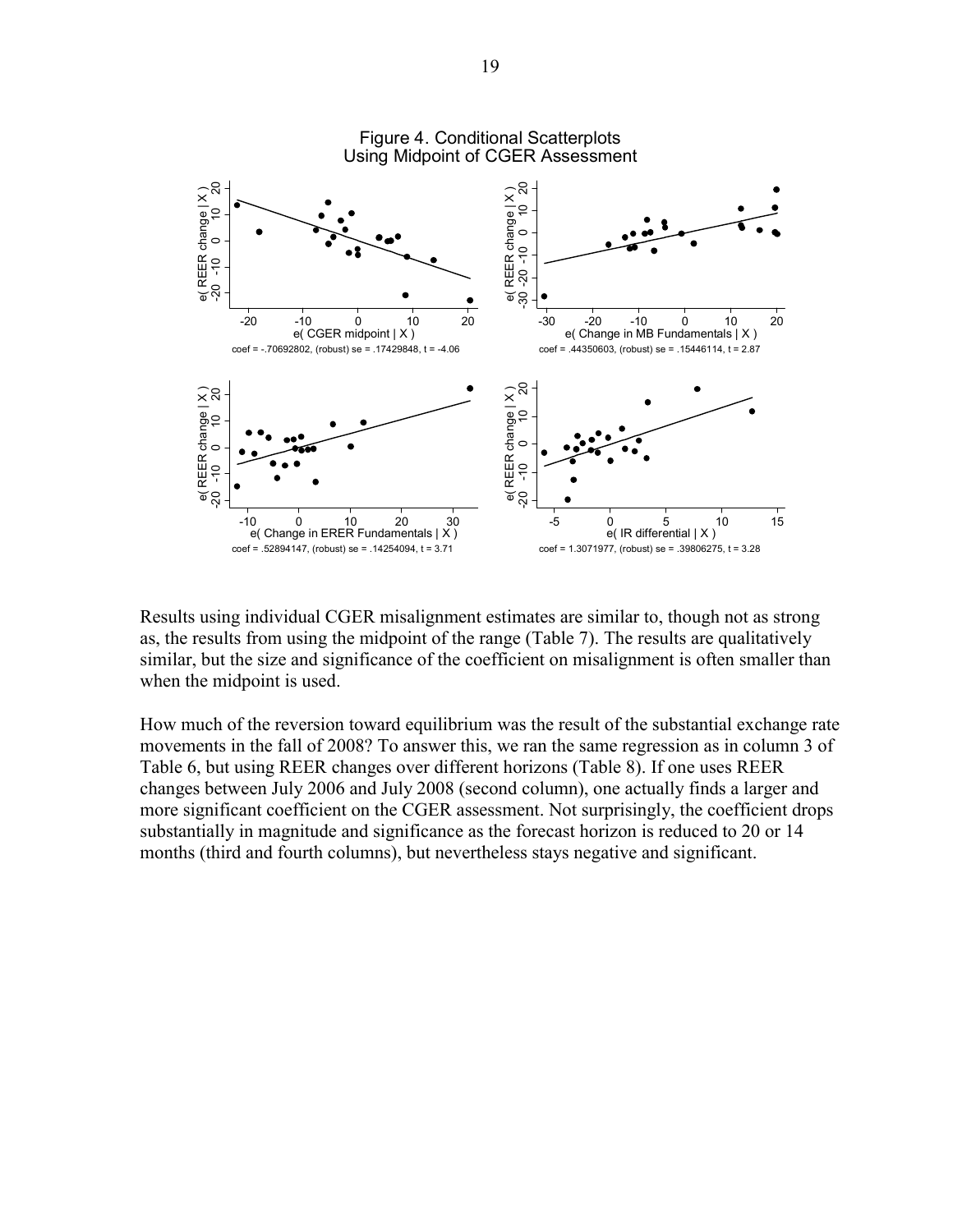Figure 4. Conditional Scatterplots
Using Midpoint of CGER Assessment

e( CGER midpoint | X )
coef = -.70692802, (robust) se = .17429848, t = -4.06

e( Change in MB Fundamentals | X )
coef = .44350603, (robust) se = .15446114, t = 2.87

e( Change in ERER Fundamentals | X )
coef = .52894147, (robust) se = .14254094, t = 3.71

e( IR differential | X )
coef = 1.3071977, (robust) se = .39806275, t = 3.28

Results using individual CGER misalignment estimates are similar to, though not as strong as, the results from using the midpoint of the range (Table 7). The results are qualitatively similar, but the size and significance of the coefficient on misalignment is often smaller than when the midpoint is used.

How much of the reversion toward equilibrium was the result of the substantial exchange rate movements in the fall of 2008? To answer this, we ran the same regression as in column 3 of Table 6, but using REER changes over different horizons (Table 8). If one uses REER changes between July 2006 and July 2008 (second column), one actually finds a larger and more significant coefficient on the CGER assessment. Not surprisingly, the coefficient drops substantially in magnitude and significance as the forecast horizon is reduced to 20 or 14 months (third and fourth columns), but nevertheless stays negative and significant.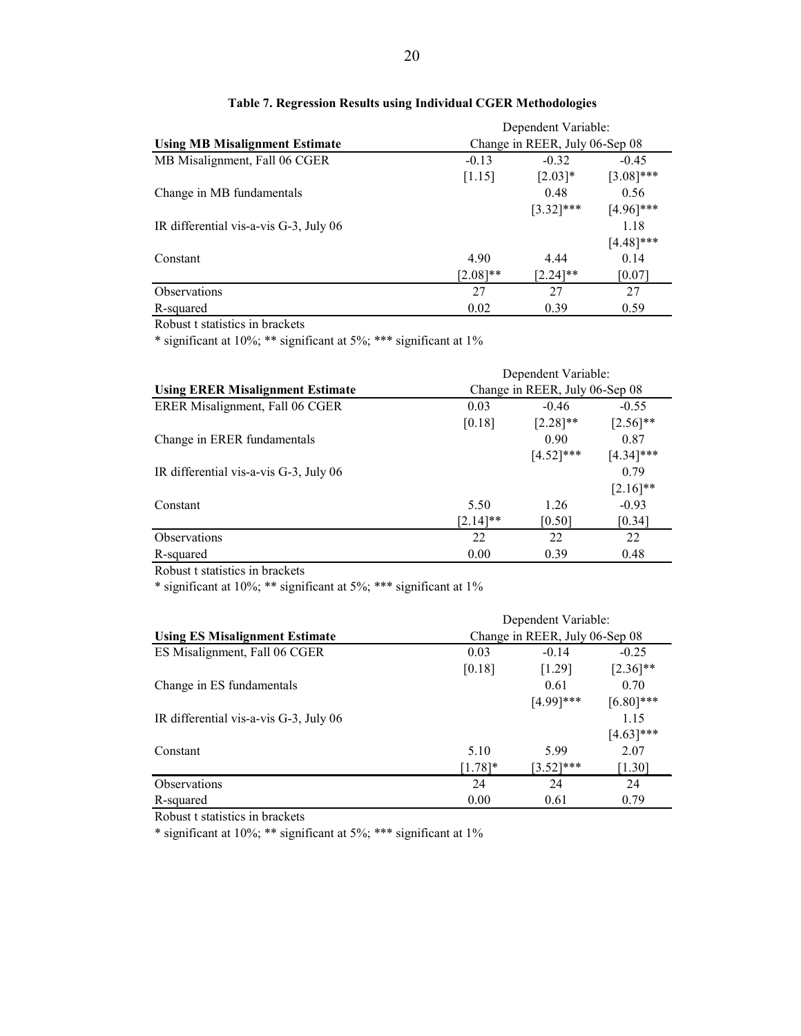**Table 7. Regression Results using Individual CGER Methodologies**

| | Dependent Variable: Change in REER, July 06-Sep 08 | | |
|---|---|---|---|
| **Using MB Misalignment Estimate** | | | |
| MB Misalignment, Fall 06 CGER | -0.13 | -0.32 | -0.45 |
| | [1.15] | [2.03]* | [3.08]*** |
| Change in MB fundamentals | | 0.48 | 0.56 |
| | | [3.32]*** | [4.96]*** |
| IR differential vis-a-vis G-3, July 06 | | | 1.18 |
| | | | [4.48]*** |
| Constant | 4.90 | 4.44 | 0.14 |
| | [2.08]** | [2.24]** | [0.07] |
| Observations | 27 | 27 | 27 |
| R-squared | 0.02 | 0.39 | 0.59 |

Robust t statistics in brackets

* significant at 10%; ** significant at 5%; *** significant at 1%

| | Dependent Variable: Change in REER, July 06-Sep 08 | | |
|---|---|---|---|
| **Using ERER Misalignment Estimate** | | | |
| ERER Misalignment, Fall 06 CGER | 0.03 | -0.46 | -0.55 |
| | [0.18] | [2.28]** | [2.56]** |
| Change in ERER fundamentals | | 0.90 | 0.87 |
| | | [4.52]*** | [4.34]*** |
| IR differential vis-a-vis G-3, July 06 | | | 0.79 |
| | | | [2.16]** |
| Constant | 5.50 | 1.26 | -0.93 |
| | [2.14]** | [0.50] | [0.34] |
| Observations | 22 | 22 | 22 |
| R-squared | 0.00 | 0.39 | 0.48 |

Robust t statistics in brackets

* significant at 10%; ** significant at 5%; *** significant at 1%

| | Dependent Variable: Change in REER, July 06-Sep 08 | | |
|---|---|---|---|
| **Using ES Misalignment Estimate** | | | |
| ES Misalignment, Fall 06 CGER | 0.03 | -0.14 | -0.25 |
| | [0.18] | [1.29] | [2.36]** |
| Change in ES fundamentals | | 0.61 | 0.70 |
| | | [4.99]*** | [6.80]*** |
| IR differential vis-a-vis G-3, July 06 | | | 1.15 |
| | | | [4.63]*** |
| Constant | 5.10 | 5.99 | 2.07 |
| | [1.78]* | [3.52]*** | [1.30] |
| Observations | 24 | 24 | 24 |
| R-squared | 0.00 | 0.61 | 0.79 |

Robust t statistics in brackets

* significant at 10%; ** significant at 5%; *** significant at 1%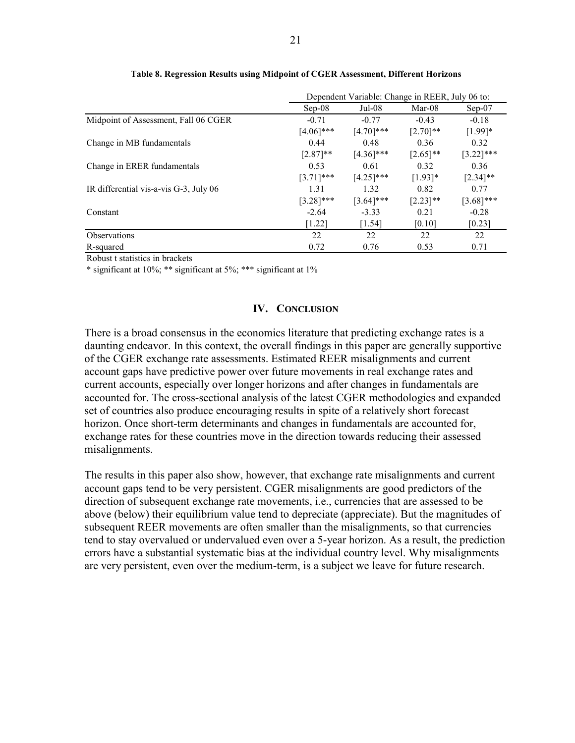**Table 8. Regression Results using Midpoint of CGER Assessment, Different Horizons**

| | Dependent Variable: Change in REER, July 06 to: | | | |
|---|---|---|---|---|
| | Sep-08 | Jul-08 | Mar-08 | Sep-07 |
| Midpoint of Assessment, Fall 06 CGER | -0.71 | -0.77 | -0.43 | -0.18 |
| | [4.06]*** | [4.70]*** | [2.70]** | [1.99]* |
| Change in MB fundamentals | 0.44 | 0.48 | 0.36 | 0.32 |
| | [2.87]** | [4.36]*** | [2.65]** | [3.22]*** |
| Change in ERER fundamentals | 0.53 | 0.61 | 0.32 | 0.36 |
| | [3.71]*** | [4.25]*** | [1.93]* | [2.34]** |
| IR differential vis-a-vis G-3, July 06 | 1.31 | 1.32 | 0.82 | 0.77 |
| | [3.28]*** | [3.64]*** | [2.23]** | [3.68]*** |
| Constant | -2.64 | -3.33 | 0.21 | -0.28 |
| | [1.22] | [1.54] | [0.10] | [0.23] |
| Observations | 22 | 22 | 22 | 22 |
| R-squared | 0.72 | 0.76 | 0.53 | 0.71 |

Robust t statistics in brackets

* significant at 10%; ** significant at 5%; *** significant at 1%

## IV. Conclusion

There is a broad consensus in the economics literature that predicting exchange rates is a daunting endeavor. In this context, the overall findings in this paper are generally supportive of the CGER exchange rate assessments. Estimated REER misalignments and current account gaps have predictive power over future movements in real exchange rates and current accounts, especially over longer horizons and after changes in fundamentals are accounted for. The cross-sectional analysis of the latest CGER methodologies and expanded set of countries also produce encouraging results in spite of a relatively short forecast horizon. Once short-term determinants and changes in fundamentals are accounted for, exchange rates for these countries move in the direction towards reducing their assessed misalignments.

The results in this paper also show, however, that exchange rate misalignments and current account gaps tend to be very persistent. CGER misalignments are good predictors of the direction of subsequent exchange rate movements, i.e., currencies that are assessed to be above (below) their equilibrium value tend to depreciate (appreciate). But the magnitudes of subsequent REER movements are often smaller than the misalignments, so that currencies tend to stay overvalued or undervalued even over a 5-year horizon. As a result, the prediction errors have a substantial systematic bias at the individual country level. Why misalignments are very persistent, even over the medium-term, is a subject we leave for future research.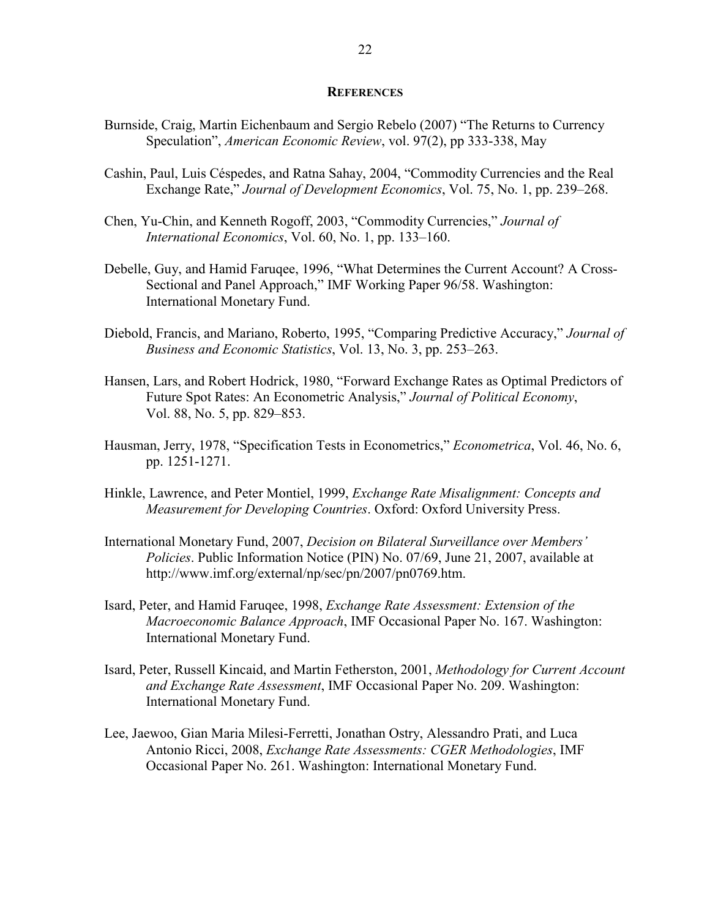## REFERENCES

Burnside, Craig, Martin Eichenbaum and Sergio Rebelo (2007) "The Returns to Currency Speculation", *American Economic Review*, vol. 97(2), pp 333-338, May

Cashin, Paul, Luis Céspedes, and Ratna Sahay, 2004, "Commodity Currencies and the Real Exchange Rate," *Journal of Development Economics*, Vol. 75, No. 1, pp. 239–268.

Chen, Yu-Chin, and Kenneth Rogoff, 2003, "Commodity Currencies," *Journal of International Economics*, Vol. 60, No. 1, pp. 133–160.

Debelle, Guy, and Hamid Faruqee, 1996, "What Determines the Current Account? A Cross-Sectional and Panel Approach," IMF Working Paper 96/58. Washington: International Monetary Fund.

Diebold, Francis, and Mariano, Roberto, 1995, "Comparing Predictive Accuracy," *Journal of Business and Economic Statistics*, Vol. 13, No. 3, pp. 253–263.

Hansen, Lars, and Robert Hodrick, 1980, "Forward Exchange Rates as Optimal Predictors of Future Spot Rates: An Econometric Analysis," *Journal of Political Economy*, Vol. 88, No. 5, pp. 829–853.

Hausman, Jerry, 1978, "Specification Tests in Econometrics," *Econometrica*, Vol. 46, No. 6, pp. 1251-1271.

Hinkle, Lawrence, and Peter Montiel, 1999, *Exchange Rate Misalignment: Concepts and Measurement for Developing Countries*. Oxford: Oxford University Press.

International Monetary Fund, 2007, *Decision on Bilateral Surveillance over Members' Policies*. Public Information Notice (PIN) No. 07/69, June 21, 2007, available at http://www.imf.org/external/np/sec/pn/2007/pn0769.htm.

Isard, Peter, and Hamid Faruqee, 1998, *Exchange Rate Assessment: Extension of the Macroeconomic Balance Approach*, IMF Occasional Paper No. 167. Washington: International Monetary Fund.

Isard, Peter, Russell Kincaid, and Martin Fetherston, 2001, *Methodology for Current Account and Exchange Rate Assessment*, IMF Occasional Paper No. 209. Washington: International Monetary Fund.

Lee, Jaewoo, Gian Maria Milesi-Ferretti, Jonathan Ostry, Alessandro Prati, and Luca Antonio Ricci, 2008, *Exchange Rate Assessments: CGER Methodologies*, IMF Occasional Paper No. 261. Washington: International Monetary Fund.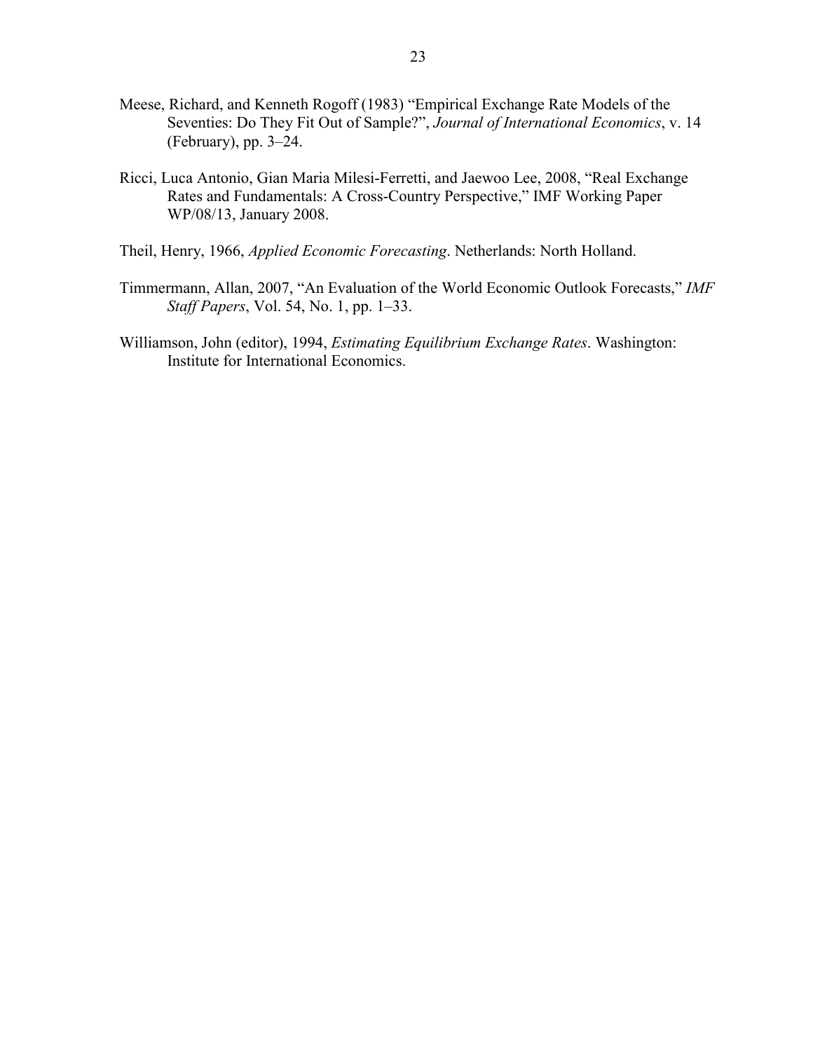Meese, Richard, and Kenneth Rogoff (1983) "Empirical Exchange Rate Models of the Seventies: Do They Fit Out of Sample?", *Journal of International Economics*, v. 14 (February), pp. 3–24.

Ricci, Luca Antonio, Gian Maria Milesi-Ferretti, and Jaewoo Lee, 2008, "Real Exchange Rates and Fundamentals: A Cross-Country Perspective," IMF Working Paper WP/08/13, January 2008.

Theil, Henry, 1966, *Applied Economic Forecasting*. Netherlands: North Holland.

Timmermann, Allan, 2007, "An Evaluation of the World Economic Outlook Forecasts," *IMF Staff Papers*, Vol. 54, No. 1, pp. 1–33.

Williamson, John (editor), 1994, *Estimating Equilibrium Exchange Rates*. Washington: Institute for International Economics.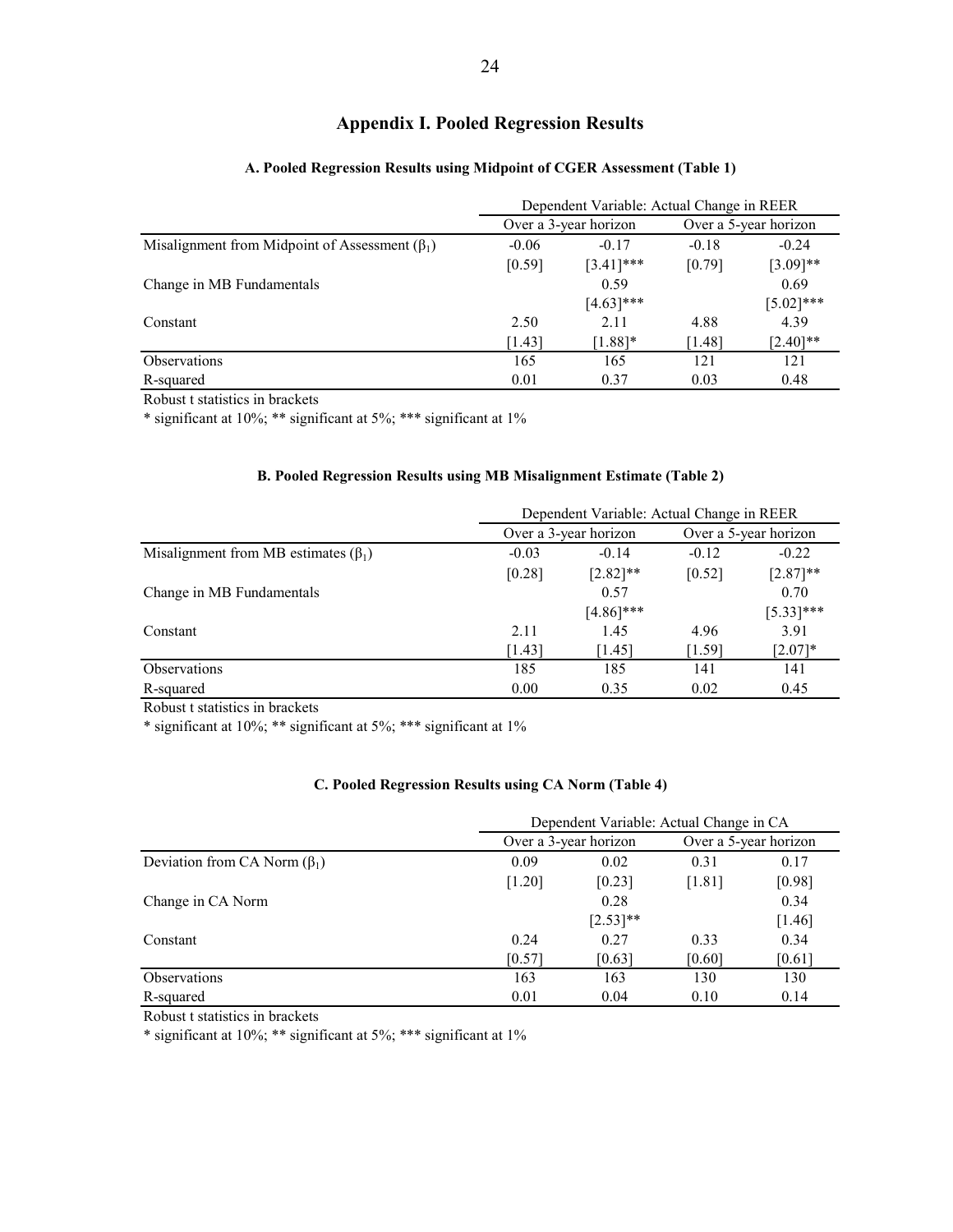# Appendix I. Pooled Regression Results

### A. Pooled Regression Results using Midpoint of CGER Assessment (Table 1)

| | Dependent Variable: Actual Change in REER | | | |
|---|---|---|---|---|
| | Over a 3-year horizon | | Over a 5-year horizon | |
| Misalignment from Midpoint of Assessment ($\beta_1$) | -0.06 | -0.17 | -0.18 | -0.24 |
| | [0.59] | [3.41]*** | [0.79] | [3.09]** |
| Change in MB Fundamentals | | 0.59 | | 0.69 |
| | | [4.63]*** | | [5.02]*** |
| Constant | 2.50 | 2.11 | 4.88 | 4.39 |
| | [1.43] | [1.88]* | [1.48] | [2.40]** |
| Observations | 165 | 165 | 121 | 121 |
| R-squared | 0.01 | 0.37 | 0.03 | 0.48 |

Robust t statistics in brackets
* significant at 10%; ** significant at 5%; *** significant at 1%

### B. Pooled Regression Results using MB Misalignment Estimate (Table 2)

| | Dependent Variable: Actual Change in REER | | | |
|---|---|---|---|---|
| | Over a 3-year horizon | | Over a 5-year horizon | |
| Misalignment from MB estimates ($\beta_1$) | -0.03 | -0.14 | -0.12 | -0.22 |
| | [0.28] | [2.82]** | [0.52] | [2.87]** |
| Change in MB Fundamentals | | 0.57 | | 0.70 |
| | | [4.86]*** | | [5.33]*** |
| Constant | 2.11 | 1.45 | 4.96 | 3.91 |
| | [1.43] | [1.45] | [1.59] | [2.07]* |
| Observations | 185 | 185 | 141 | 141 |
| R-squared | 0.00 | 0.35 | 0.02 | 0.45 |

Robust t statistics in brackets
* significant at 10%; ** significant at 5%; *** significant at 1%

### C. Pooled Regression Results using CA Norm (Table 4)

| | Dependent Variable: Actual Change in CA | | | |
|---|---|---|---|---|
| | Over a 3-year horizon | | Over a 5-year horizon | |
| Deviation from CA Norm ($\beta_1$) | 0.09 | 0.02 | 0.31 | 0.17 |
| | [1.20] | [0.23] | [1.81] | [0.98] |
| Change in CA Norm | | 0.28 | | 0.34 |
| | | [2.53]** | | [1.46] |
| Constant | 0.24 | 0.27 | 0.33 | 0.34 |
| | [0.57] | [0.63] | [0.60] | [0.61] |
| Observations | 163 | 163 | 130 | 130 |
| R-squared | 0.01 | 0.04 | 0.10 | 0.14 |

Robust t statistics in brackets
* significant at 10%; ** significant at 5%; *** significant at 1%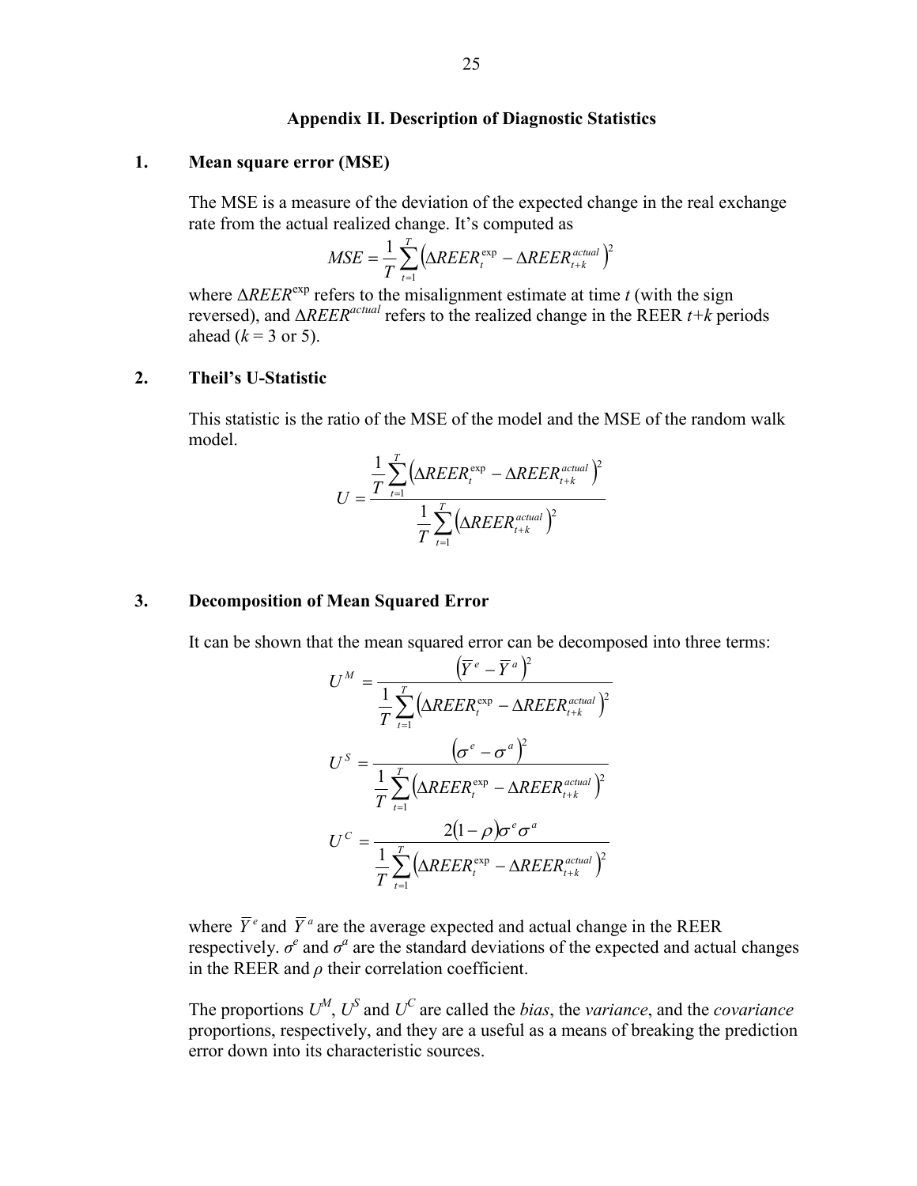## Appendix II. Description of Diagnostic Statistics

### 1. Mean square error (MSE)

The MSE is a measure of the deviation of the expected change in the real exchange rate from the actual realized change. It's computed as

$$MSE = \frac{1}{T}\sum_{t=1}^{T}\left(\Delta REER_t^{\exp} - \Delta REER_{t+k}^{actual}\right)^2$$

where $\Delta REER^{\exp}$ refers to the misalignment estimate at time $t$ (with the sign reversed), and $\Delta REER^{actual}$ refers to the realized change in the REER $t+k$ periods ahead ($k$ = 3 or 5).

### 2. Theil's U-Statistic

This statistic is the ratio of the MSE of the model and the MSE of the random walk model.

$$U = \frac{\frac{1}{T}\sum_{t=1}^{T}\left(\Delta REER_t^{\exp} - \Delta REER_{t+k}^{actual}\right)^2}{\frac{1}{T}\sum_{t=1}^{T}\left(\Delta REER_{t+k}^{actual}\right)^2}$$

### 3. Decomposition of Mean Squared Error

It can be shown that the mean squared error can be decomposed into three terms:

$$U^M = \frac{\left(\overline{Y}^e - \overline{Y}^a\right)^2}{\frac{1}{T}\sum_{t=1}^{T}\left(\Delta REER_t^{\exp} - \Delta REER_{t+k}^{actual}\right)^2}$$

$$U^S = \frac{\left(\sigma^e - \sigma^a\right)^2}{\frac{1}{T}\sum_{t=1}^{T}\left(\Delta REER_t^{\exp} - \Delta REER_{t+k}^{actual}\right)^2}$$

$$U^C = \frac{2(1-\rho)\sigma^e\sigma^a}{\frac{1}{T}\sum_{t=1}^{T}\left(\Delta REER_t^{\exp} - \Delta REER_{t+k}^{actual}\right)^2}$$

where $\overline{Y}^e$ and $\overline{Y}^a$ are the average expected and actual change in the REER respectively. $\sigma^e$ and $\sigma^a$ are the standard deviations of the expected and actual changes in the REER and $\rho$ their correlation coefficient.

The proportions $U^M$, $U^S$ and $U^C$ are called the *bias*, the *variance*, and the *covariance* proportions, respectively, and they are a useful as a means of breaking the prediction error down into its characteristic sources.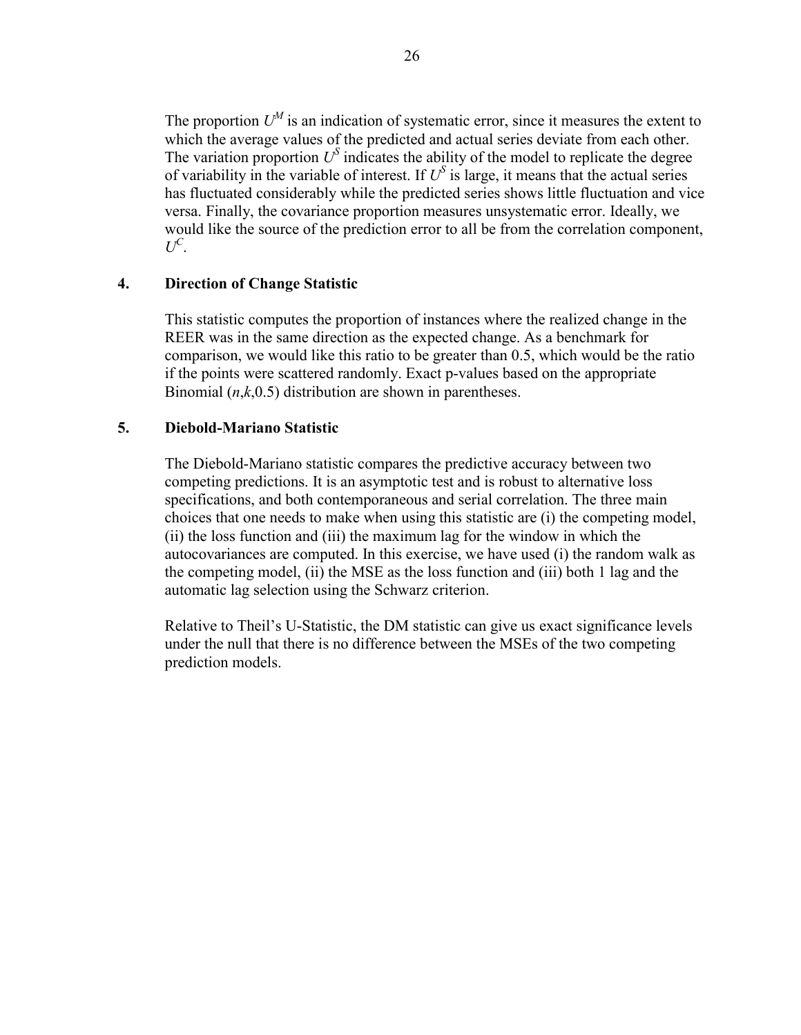The proportion $U^M$ is an indication of systematic error, since it measures the extent to which the average values of the predicted and actual series deviate from each other. The variation proportion $U^S$ indicates the ability of the model to replicate the degree of variability in the variable of interest. If $U^S$ is large, it means that the actual series has fluctuated considerably while the predicted series shows little fluctuation and vice versa. Finally, the covariance proportion measures unsystematic error. Ideally, we would like the source of the prediction error to all be from the correlation component, $U^C$.

## 4. Direction of Change Statistic

This statistic computes the proportion of instances where the realized change in the REER was in the same direction as the expected change. As a benchmark for comparison, we would like this ratio to be greater than 0.5, which would be the ratio if the points were scattered randomly. Exact p-values based on the appropriate Binomial ($n$,$k$,0.5) distribution are shown in parentheses.

## 5. Diebold-Mariano Statistic

The Diebold-Mariano statistic compares the predictive accuracy between two competing predictions. It is an asymptotic test and is robust to alternative loss specifications, and both contemporaneous and serial correlation. The three main choices that one needs to make when using this statistic are (i) the competing model, (ii) the loss function and (iii) the maximum lag for the window in which the autocovariances are computed. In this exercise, we have used (i) the random walk as the competing model, (ii) the MSE as the loss function and (iii) both 1 lag and the automatic lag selection using the Schwarz criterion.

Relative to Theil's U-Statistic, the DM statistic can give us exact significance levels under the null that there is no difference between the MSEs of the two competing prediction models.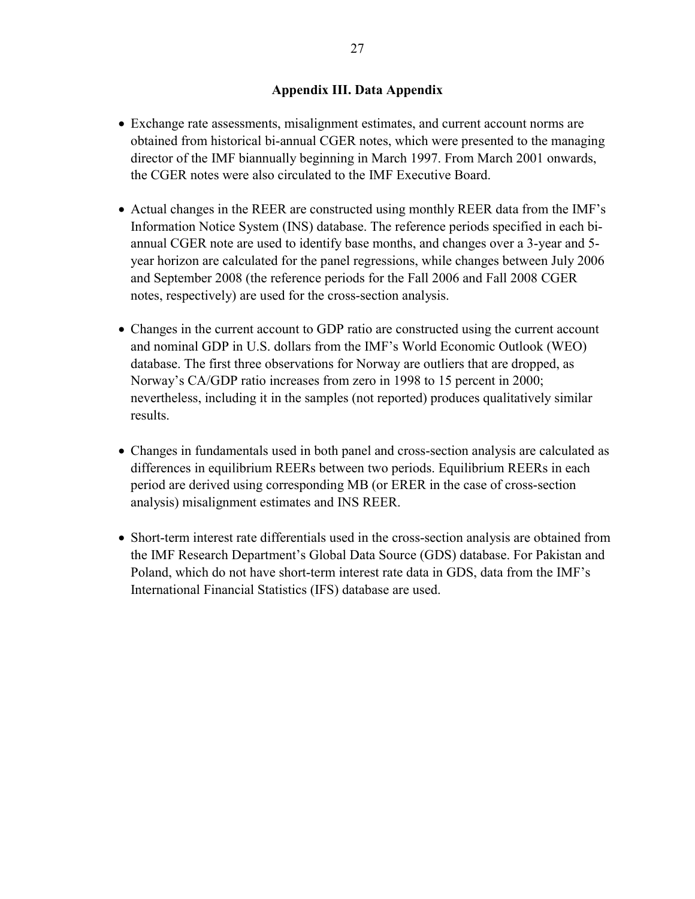## Appendix III. Data Appendix

- Exchange rate assessments, misalignment estimates, and current account norms are obtained from historical bi-annual CGER notes, which were presented to the managing director of the IMF biannually beginning in March 1997. From March 2001 onwards, the CGER notes were also circulated to the IMF Executive Board.

- Actual changes in the REER are constructed using monthly REER data from the IMF's Information Notice System (INS) database. The reference periods specified in each bi-annual CGER note are used to identify base months, and changes over a 3-year and 5-year horizon are calculated for the panel regressions, while changes between July 2006 and September 2008 (the reference periods for the Fall 2006 and Fall 2008 CGER notes, respectively) are used for the cross-section analysis.

- Changes in the current account to GDP ratio are constructed using the current account and nominal GDP in U.S. dollars from the IMF's World Economic Outlook (WEO) database. The first three observations for Norway are outliers that are dropped, as Norway's CA/GDP ratio increases from zero in 1998 to 15 percent in 2000; nevertheless, including it in the samples (not reported) produces qualitatively similar results.

- Changes in fundamentals used in both panel and cross-section analysis are calculated as differences in equilibrium REERs between two periods. Equilibrium REERs in each period are derived using corresponding MB (or ERER in the case of cross-section analysis) misalignment estimates and INS REER.

- Short-term interest rate differentials used in the cross-section analysis are obtained from the IMF Research Department's Global Data Source (GDS) database. For Pakistan and Poland, which do not have short-term interest rate data in GDS, data from the IMF's International Financial Statistics (IFS) database are used.